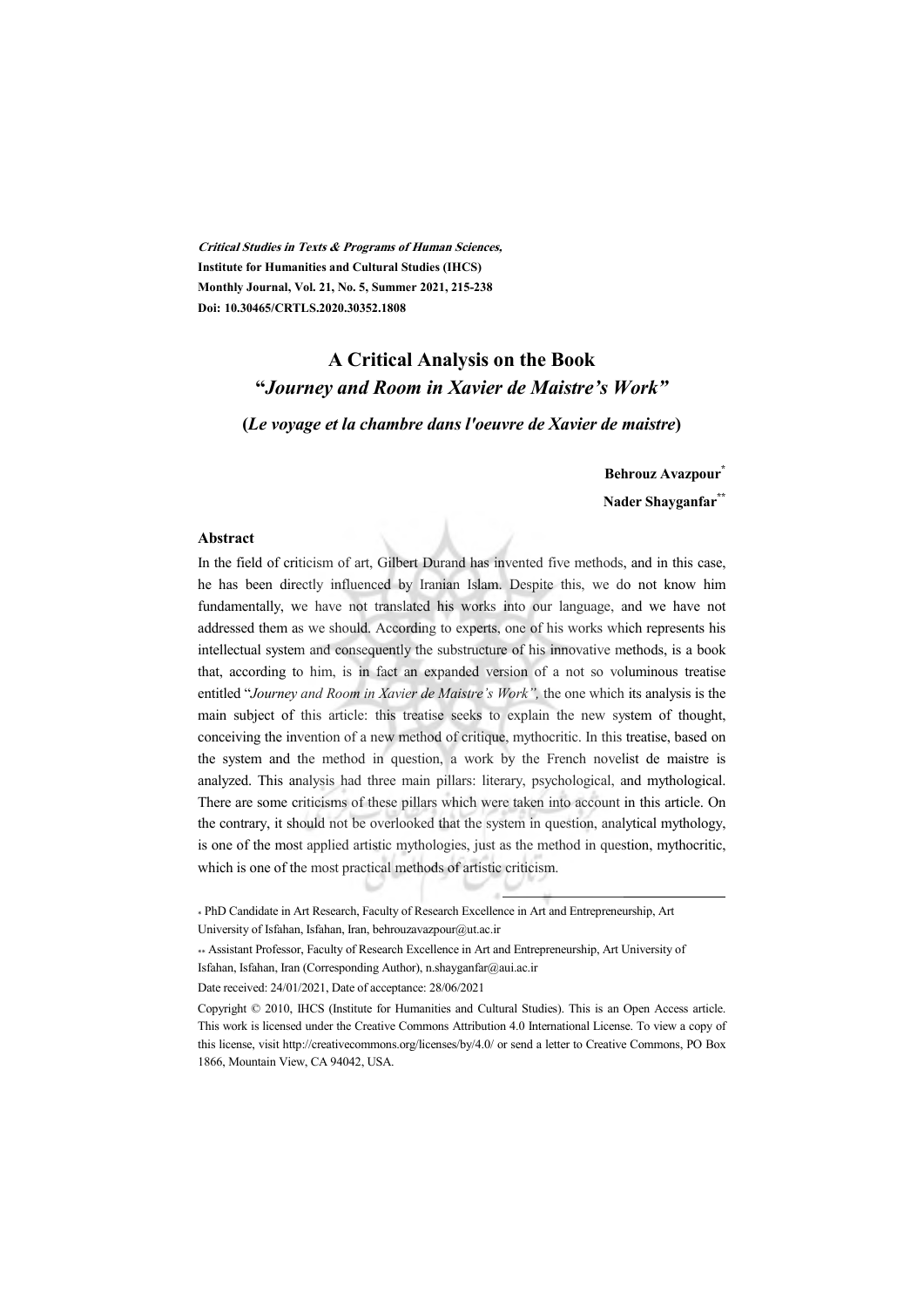***Critical Studies in Texts & Programs of Human Sciences,***
**Institute for Humanities and Cultural Studies (IHCS)**
**Monthly Journal, Vol. 21, No. 5, Summer 2021, 215-238**
**Doi: 10.30465/CRTLS.2020.30352.1808**

# A Critical Analysis on the Book "*Journey and Room in Xavier de Maistre's Work*"

## (*Le voyage et la chambre dans l'oeuvre de Xavier de maistre*)

**Behrouz Avazpour***

**Nader Shayganfar****

### Abstract

In the field of criticism of art, Gilbert Durand has invented five methods, and in this case, he has been directly influenced by Iranian Islam. Despite this, we do not know him fundamentally, we have not translated his works into our language, and we have not addressed them as we should. According to experts, one of his works which represents his intellectual system and consequently the substructure of his innovative methods, is a book that, according to him, is in fact an expanded version of a not so voluminous treatise entitled "*Journey and Room in Xavier de Maistre's Work",* the one which its analysis is the main subject of this article: this treatise seeks to explain the new system of thought, conceiving the invention of a new method of critique, mythocritic. In this treatise, based on the system and the method in question, a work by the French novelist de maistre is analyzed. This analysis had three main pillars: literary, psychological, and mythological. There are some criticisms of these pillars which were taken into account in this article. On the contrary, it should not be overlooked that the system in question, analytical mythology, is one of the most applied artistic mythologies, just as the method in question, mythocritic, which is one of the most practical methods of artistic criticism.

---

\* PhD Candidate in Art Research, Faculty of Research Excellence in Art and Entrepreneurship, Art University of Isfahan, Isfahan, Iran, behrouzavazpour@ut.ac.ir

\*\* Assistant Professor, Faculty of Research Excellence in Art and Entrepreneurship, Art University of Isfahan, Isfahan, Iran (Corresponding Author), n.shayganfar@aui.ac.ir

Date received: 24/01/2021, Date of acceptance: 28/06/2021

Copyright © 2010, IHCS (Institute for Humanities and Cultural Studies). This is an Open Access article. This work is licensed under the Creative Commons Attribution 4.0 International License. To view a copy of this license, visit http://creativecommons.org/licenses/by/4.0/ or send a letter to Creative Commons, PO Box 1866, Mountain View, CA 94042, USA.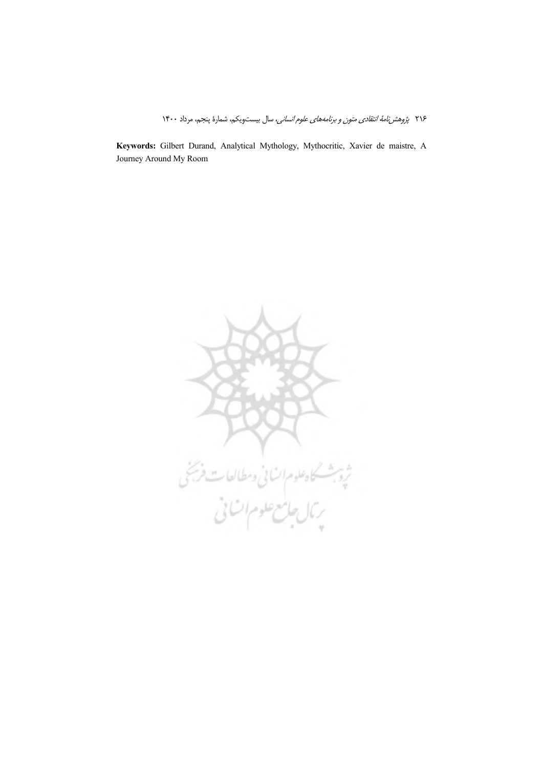**Keywords:** Gilbert Durand, Analytical Mythology, Mythocritic, Xavier de maistre, A Journey Around My Room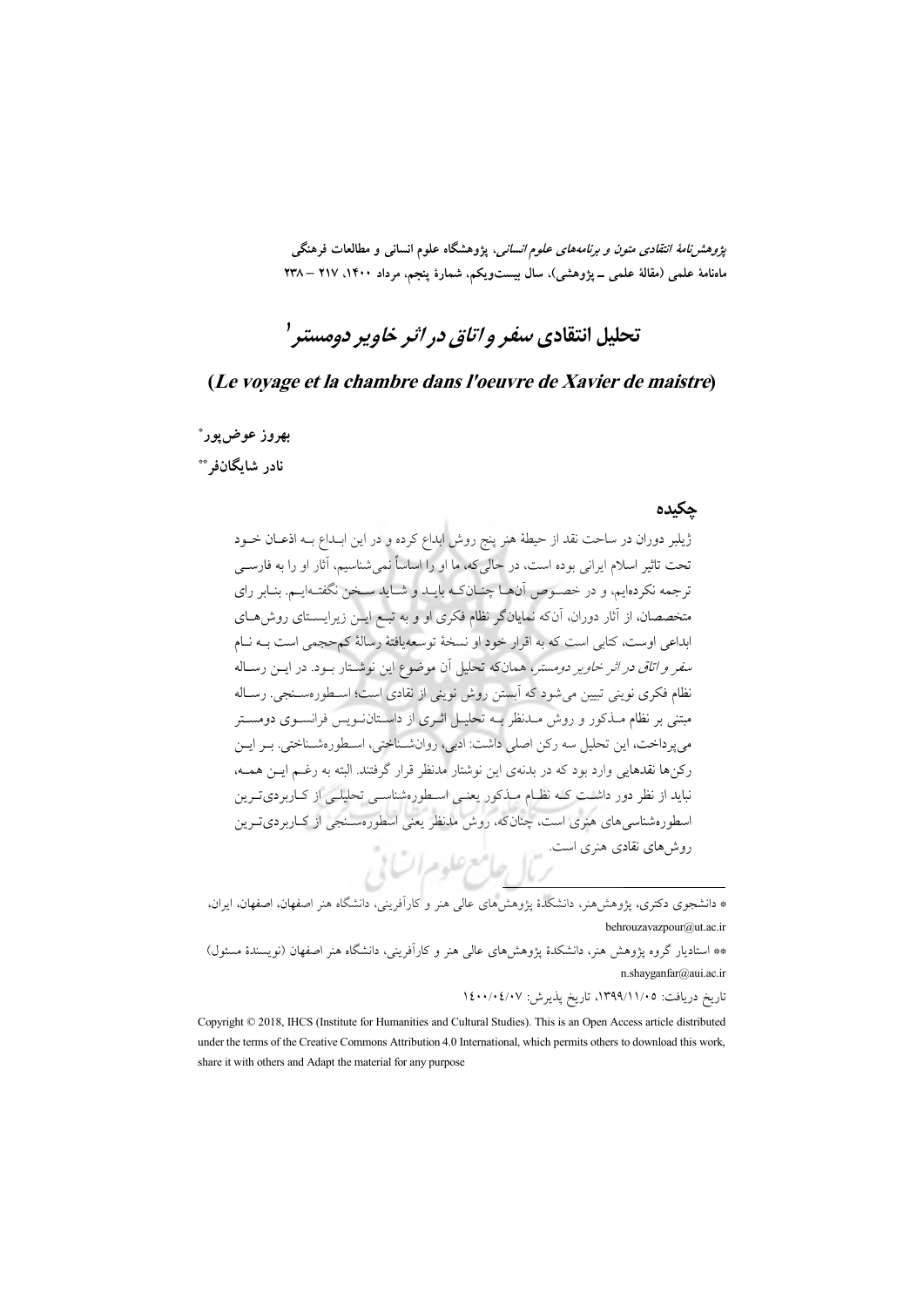*پژوهش‌نامهٔ انتقادی متون و برنامه‌های علوم انسانی*، پژوهشگاه علوم انسانی و مطالعات فرهنگی
ماه‌نامهٔ علمی (مقالهٔ علمی ـ پژوهشی)، سال بیست‌ویکم، شمارهٔ پنجم، مرداد ۱۴۰۰، ۲۱۷ – ۲۳۸

# تحلیل انتقادی *سفر و اتاق در اثر خاویر دومستر*[1]

## (*Le voyage et la chambre dans l'oeuvre de Xavier de maistre*)

**بهروز عوض‌پور***

**نادر شایگان‌فر****

## چکیده

ژیلبر دوران در ساحت نقد از حیطهٔ هنر پنج روش ابداع کرده و در این ابداع به اذعان خود تحت تاثیر اسلام ایرانی بوده است، در حالی‌که، ما او را اساساً نمی‌شناسیم، آثار او را به فارسی ترجمه نکرده‌ایم، و در خصوص آن‌ها چنان‌که باید و شاید سخن نگفته‌ایم. بنابر رای متخصصان، از آثار دوران، آن‌که نمایانگر نظام فکری او و به تبع این زیرایستای روش‌های ابداعی اوست، کتابی است که به اقرار خود او نسخهٔ توسعه‌یافتهٔ رسالهٔ کم‌حجمی است به نام *سفر و اتاق در اثر خاویر دومستر*، همان‌که تحلیل آن موضوع این نوشتار بود. در این رساله نظام فکری نوینی تبیین می‌شود که آبستن روش نوینی از نقادی است؛ اسطوره‌سنجی. رساله مبتنی بر نظام مذکور و روش مدنظر به تحلیل اثری از داستان‌نویس فرانسوی دومستر می‌پرداخت، این تحلیل سه رکن اصلی داشت: ادبی، روان‌شناختی، اسطوره‌شناختی. بر این رکن‌ها نقدهایی وارد بود که در بدنه‌ی این نوشتار مدنظر قرار گرفتند. البته به رغم این همه، نباید از نظر دور داشت که نظام مذکور یعنی اسطوره‌شناسی تحلیلی از کاربردی‌ترین اسطوره‌شناسی‌های هنری است، چنان‌که، روش مدنظر یعنی اسطوره‌سنجی از کاربردی‌ترین روش‌های نقادی هنری است.

---

* دانشجوی دکتری، پژوهش‌هنر، دانشکدهٔ پژوهش‌های عالی هنر و کارآفرینی، دانشگاه هنر اصفهان، اصفهان، ایران، behrouzavazpour@ut.ac.ir

** استادیار گروه پژوهش هنر، دانشکدهٔ پژوهش‌های عالی هنر و کارآفرینی، دانشگاه هنر اصفهان (نویسندهٔ مسئول) n.shayganfar@aui.ac.ir

تاریخ دریافت: ۱۳۹۹/۱۱/۰۵، تاریخ پذیرش: ۱۴۰۰/۰۴/۰۷

Copyright © 2018, IHCS (Institute for Humanities and Cultural Studies). This is an Open Access article distributed under the terms of the Creative Commons Attribution 4.0 International, which permits others to download this work, share it with others and Adapt the material for any purpose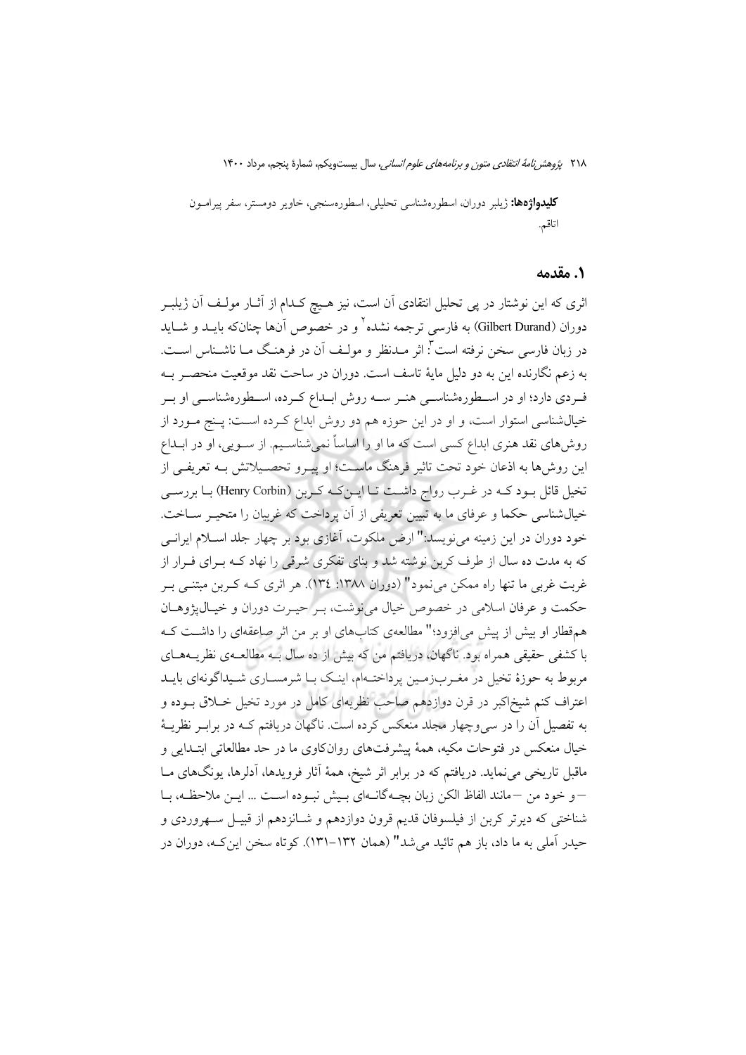**کلیدواژه‌ها:** ژیلبر دوران، اسطوره‌شناسی تحلیلی، اسطوره‌سنجی، خاویر دومستر، سفر پیرامون اتاقم.

## ۱. مقدمه

اثری که این نوشتار در پی تحلیل انتقادی آن است، نیز هیچ کدام از آثار مولف آن ژیلبر دوران (Gilbert Durand) به فارسی ترجمه نشده[۲] و در خصوص آنها چنانکه باید و شاید در زبان فارسی سخن نرفته است[۳]: اثر مدنظر و مولف آن در فرهنگ ما ناشناس است. به زعم نگارنده این به دو دلیل مایهٔ تاسف است. دوران در ساحت نقد موقعیت منحصر به فردی دارد؛ او در اسطوره‌شناسی هنر سه روش ابداع کرده، اسطوره‌شناسی او بر خیال‌شناسی استوار است، و او در این حوزه هم دو روش ابداع کرده است: پنج مورد از روش‌های نقد هنری ابداع کسی است که ما او را اساساً نمی‌شناسیم. از سویی، او در ابداع این روش‌ها به اذعان خود تحت تاثیر فرهنگ ماست؛ او پیرو تحصیلاتش به تعریفی از تخیل قائل بود که در غرب رواج داشت تا این‌که کربن (Henry Corbin) با بررسی خیال‌شناسی حکما و عرفای ما به تبیین تعریفی از آن پرداخت که غربیان را متحیر ساخت. خود دوران در این زمینه می‌نویسد:" ارض ملکوت، آغازی بود بر چهار جلد اسلام ایرانی که به مدت ده سال از طرف کربن نوشته شد و بنای تفکری شرقی را نهاد که برای فرار از غربت غربی ما تنها راه ممکن می‌نمود" (دوران ۱۳۸۸: ۱۳۴). هر اثری که کربن مبتنی بر حکمت و عرفان اسلامی در خصوص خیال می‌نوشت، بر حیرت دوران و خیال‌پژوهان هم‌قطار او بیش از پیش می‌افزود؛" مطالعه‌ی کتاب‌های او بر من اثر صاعقه‌ای را داشت که با کشفی حقیقی همراه بود. ناگهان، دریافتم من که بیش از ده سال به مطالعه‌ی نظریه‌های مربوط به حوزهٔ تخیل در مغرب‌زمین پرداخته‌ام، اینک با شرمساری شیداگونه‌ای باید اعتراف کنم شیخ‌اکبر در قرن دوازدهم صاحب نظریه‌ای کامل در مورد تخیل خلاق بوده و به تفصیل آن را در سی‌وچهار مجلد منعکس کرده است. ناگهان دریافتم که در برابر نظریهٔ خیال منعکس در فتوحات مکیه، همهٔ پیشرفت‌های روان‌کاوی ما در حد مطالعاتی ابتدایی و ماقبل تاریخی می‌نماید. دریافتم که در برابر اثر شیخ، همهٔ آثار فرویدها، آدلرها، یونگ‌های ما –و خود من –مانند الفاظ الکن زبان بچه‌گانه‌ای بیش نبوده است ... این ملاحظه، با شناختی که دیرتر کربن از فیلسوفان قدیم قرون دوازدهم و شانزدهم از قبیل سهروردی و حیدر آملی به ما داد، باز هم تائید می‌شد" (همان ۱۳۲-۱۳۱). کوتاه سخن این‌که، دوران در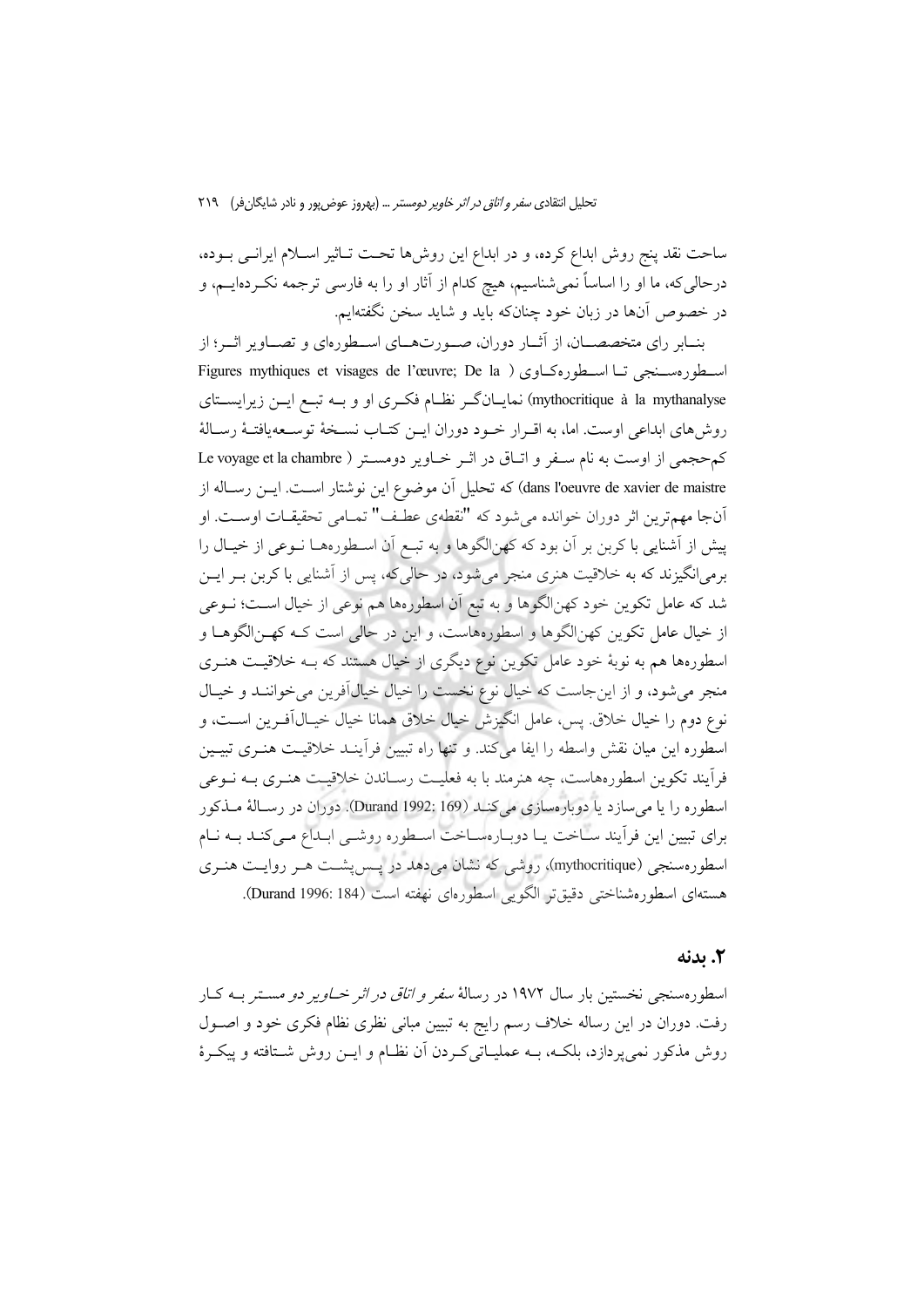ساحت نقد پنج روش ابداع کرده، و در ابداع این روش‌ها تحت تاثیر اسلام ایرانی بوده، درحالی‌که، ما او را اساساً نمی‌شناسیم، هیچ کدام از آثار او را به فارسی ترجمه نکرده‌ایم، و در خصوص آن‌ها در زبان خود چنان‌که باید و شاید سخن نگفته‌ایم.

بنابر رای متخصصان، از آثار دوران، صورت‌های اسطوره‌ای و تصاویر اثر؛ از اسطوره‌سنجی تا اسطوره‌کاوی (Figures mythiques et visages de l'œuvre; De la mythocritique à la mythanalyse) نمایانگر نظام فکری او و به تبع این زیرایستای روش‌های ابداعی اوست. اما، به اقرار خود دوران این کتاب نسخهٔ توسعه‌یافتهٔ رسالهٔ کم‌حجمی از اوست به نام سفر و اتاق در اثر خاویر دومستر (Le voyage et la chambre dans l'oeuvre de xavier de maistre) که تحلیل آن موضوع این نوشتار است. این رساله از آن‌جا مهم‌ترین اثر دوران خوانده می‌شود که "نقطهٔ عطف" تمامی تحقیقات اوست. او پیش از آشنایی با کربن بر آن بود که کهن‌الگوها و به تبع آن اسطوره‌ها نوعی از خیال را برمی‌انگیزند که به خلاقیت هنری منجر می‌شود، در حالی‌که، پس از آشنایی با کربن بر این شد که عامل تکوین خود کهن‌الگوها و به تبع آن اسطوره‌ها هم نوعی از خیال است؛ نوعی از خیال عامل تکوین کهن‌الگوها و اسطوره‌هاست، و این در حالی است که کهن‌الگوها و اسطوره‌ها هم به نوبهٔ خود عامل تکوین نوع دیگری از خیال هستند که به خلاقیت هنری منجر می‌شود، و از این‌جاست که خیال نوع نخست را خیال خیال‌آفرین می‌خوانند و خیال نوع دوم را خیال خلاق. پس، عامل انگیزش خیال خلاق همانا خیال خیال‌آفرین است، و اسطوره این میان نقش واسطه را ایفا می‌کند. و تنها راه تبیین فرآیند خلاقیت هنری تبیین فرآیند تکوین اسطوره‌هاست، چه هنرمند با به فعلیت رساندن خلاقیت هنری به نوعی اسطوره را یا می‌سازد یا دوباره‌سازی می‌کند (Durand 1992: 169). دوران در رسالهٔ مذکور برای تبیین این فرآیند ساخت یا دوباره‌ساخت اسطوره روشی ابداع می‌کند به نام اسطوره‌سنجی (mythocritique)، روشی که نشان می‌دهد در پس‌پشت هر روایت هنری هسته‌ای اسطوره‌شناختی دقیق‌تر الگویی اسطوره‌ای نهفته است (Durand 1996: 184).

## ۲. بدنه

اسطوره‌سنجی نخستین بار سال ۱۹۷۲ در رسالهٔ *سفر و اتاق در اثر خاویر دو مستر* به کار رفت. دوران در این رساله خلاف رسم رایج به تبیین مبانی نظری نظام فکری خود و اصول روش مذکور نمی‌پردازد، بلکه، به عملیاتی‌کردن آن نظام و این روش شتافته و پیکرهٔ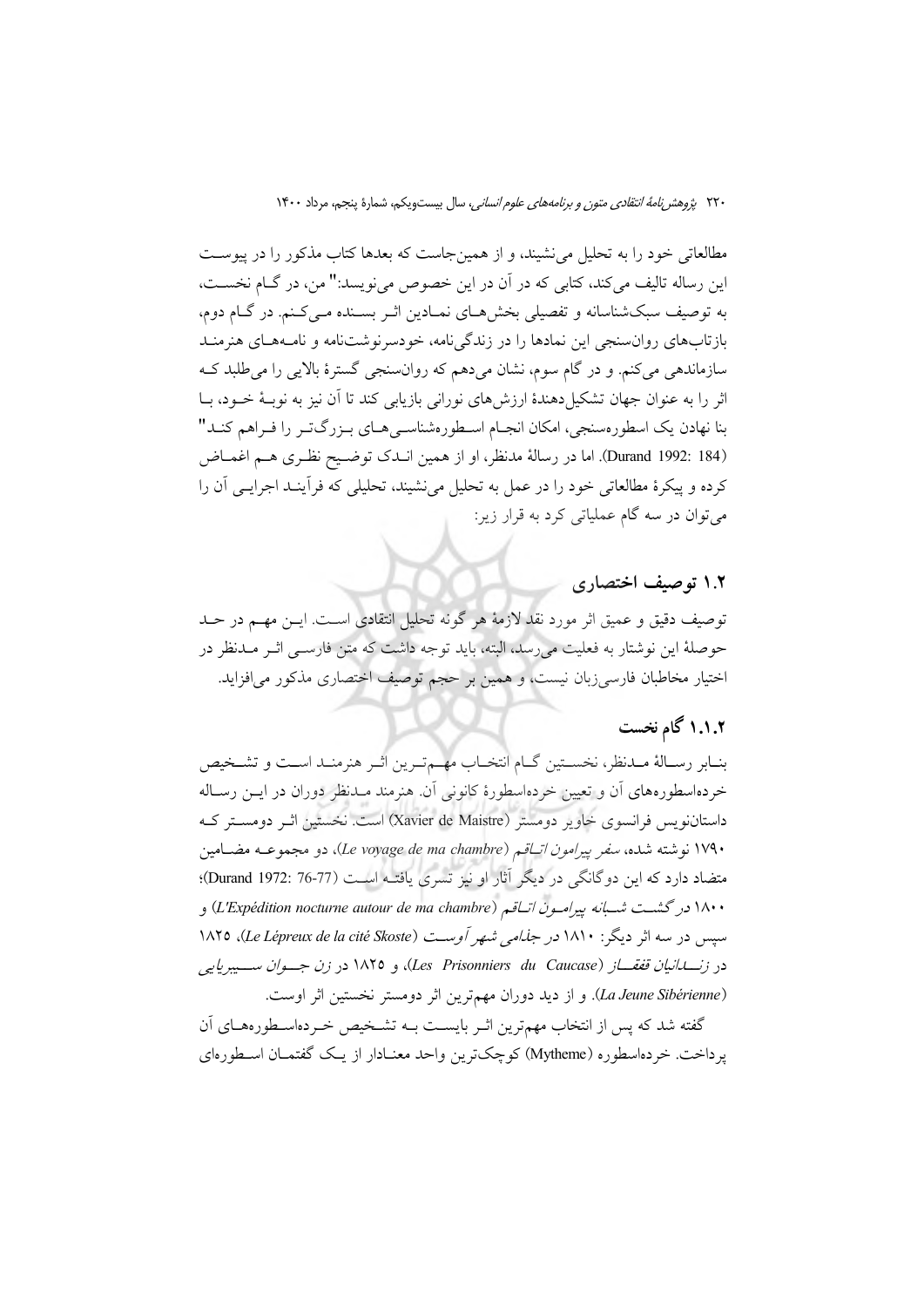مطالعاتی خود را به تحلیل می‌نشیند، و از همین‌جاست که بعدها کتاب مذکور را در پیوست این رساله تالیف می‌کند، کتابی که در آن در این خصوص می‌نویسد:" من، در گـام نخسـت، به توصیف سبک‌شناسانه و تفصیلی بخش‌هـای نمـادین اثـر بسـنده مـی‌کـنم. در گـام دوم، بازتاب‌های روان‌سنجی این نمادها را در زندگی‌نامه، خودسرنوشت‌نامه و نامـه‌هـای هنرمنـد سازماندهی می‌کنم. و در گام سوم، نشان می‌دهم که روان‌سنجی گسترهٔ بالایی را می‌طلبد کـه اثر را به عنوان جهان تشکیل‌دهندهٔ ارزش‌های نورانی بازیابی کند تا آن نیز به نوبـهٔ خـود، بـا بنا نهادن یک اسطوره‌سنجی، امکان انجـام اسـطوره‌شناسـی‌هـای بـزرگ‌تـر را فـراهم کنـد" (Durand 1992: 184). اما در رسالهٔ مدنظر، او از همین انـدک توضـیح نظـری هـم اغمـاض کرده و پیکرهٔ مطالعاتی خود را در عمل به تحلیل می‌نشیند، تحلیلی که فرآینـد اجرایـی آن را می‌توان در سه گام عملیاتی کرد به قرار زیر:

## ۱.۲ توصیف اختصاری

توصیف دقیق و عمیق اثر مورد نقد لازمهٔ هر گونه تحلیل انتقادی است. ایـن مهـم در حـد حوصلهٔ این نوشتار به فعلیت می‌رسد، البته، باید توجه داشت که متن فارسـی اثـر مـدنظر در اختیار مخاطبان فارسی‌زبان نیست، و همین بر حجم توصیف اختصاری مذکور می‌افزاید.

### ۱.۱.۲ گام نخست

بنـابر رسـالهٔ مـدنظر، نخسـتین گـام انتخـاب مهـم‌تـرین اثـر هنرمنـد اسـت و تشـخیص خرده‌اسطوره‌های آن و تعیین خرده‌اسطورهٔ کانونی آن. هنرمند مـدنظر دوران در ایـن رسـاله داستان‌نویس فرانسوی خاویر دومستر (Xavier de Maistre) است. نخستین اثـر دومسـتر کـه ۱۷۹۰ نوشته شده، *سفر پیرامون اتـاقم* (*Le voyage de ma chambre*)، دو مجموعـه مضـامین متضاد دارد که این دوگانگی در دیگر آثار او نیز تسری یافتـه اسـت (Durand 1972: 76-77)؛ ۱۸۰۰ *در گشـت شـبانه پیرامـون اتـاقم* (*L'Expédition nocturne autour de ma chambre*) و سپس در سه اثر دیگر: ۱۸۱۰ *در جذامی شهر آوسـت* (*Le Lépreux de la cité Skoste*)، ۱۸۲۵ *در زنـدانیان قفقـاز* (*Les Prisonniers du Caucase*)، و ۱۸۲۵ *در زن جـوان سـیبریایی* (*La Jeune Sibérienne*). و از دید دوران مهم‌ترین اثر دومستر نخستین اثر اوست.

گفته شد که پس از انتخاب مهم‌ترین اثـر بایسـت بـه تشـخیص خـرده‌اسـطوره‌هـای آن پرداخت. خرده‌اسطوره (Mytheme) کوچک‌ترین واحد معنـادار از یـک گفتمـان اسـطوره‌ای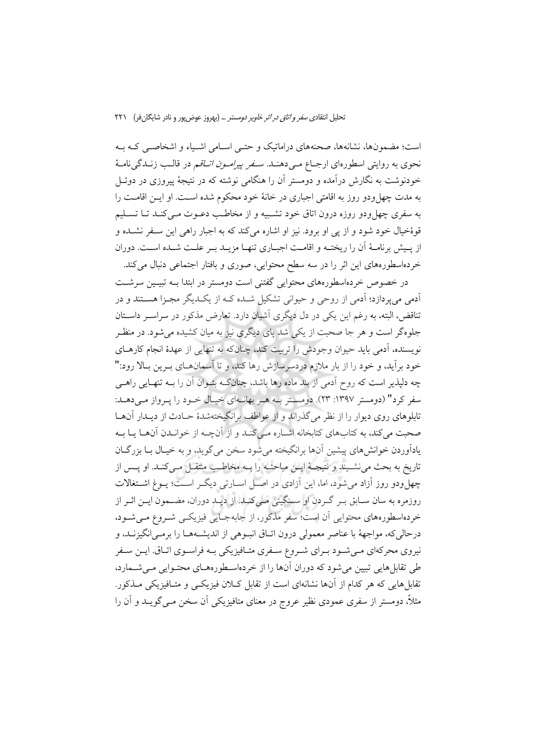است؛ مضمون‌ها، نشانه‌ها، صحنه‌های دراماتیک و حتـی اسـامی اشـیاء و اشخاصـی کـه بـه نحوی به روایتی اسطوره‌ای ارجـاع مـی‌دهنـد. *سـفر پیرامـون اتـاقم* در قالـب زنـدگی‌نامـهٔ خودنوشت به نگارش درآمده و دومستر آن را هنگامی نوشته که در نتیجهٔ پیروزی در دوئـل به مدت چهل‌ودو روز به اقامتی اجباری در خانهٔ خود محکوم شده اسـت. او ایـن اقامـت را به سفری چهل‌ودو روزه درون اتاق خود تشـبیه و از مخاطـب دعـوت مـی‌کنـد تـا تسـلیم قوهٔ‌خیال خود شود و از پی او برود. نیز او اشاره می‌کند که به اجبار راهی این سـفر نشـده و از پـیش برنامـهٔ آن را ریختـه و اقامـت اجبـاری تنهـا مزیـد بـر علـت شـده اسـت. دوران خرده‌اسطوره‌های این اثر را در سه سطح محتوایی، صوری و بافتار اجتماعی دنبال می‌کند.

در خصوص خرده‌اسطوره‌های محتوایی گفتنی است دومستر در ابتدا بـه تبیـین سرشـت آدمی می‌پردازد؛ آدمی از روحی و حیوانی تشکیل شـده کـه از یکـدیگر مجـزا هسـتند و در تناقض، البته، به رغم این یکی در دل دیگری آشیان دارد. تعارض مذکور در سراسـر داسـتان جلوه‌گر است و هر جا صحبت از یکی شد پای دیگری نیز به میان کشیده می‌شود. در منظـر نویسنده، آدمی باید حیوان وجودش را تربیت کند، چنان‌که به تنهایی از عهدهٔ انجام کارهـای خود برآید، و خود را از بار ملازم دردسرسازش رها کند، و تا آسمان‌هـای بـرین بـالا رود:" چه دلپذیر است که روح آدمی از بند ماده رها باشد، چنان‌کـه بتـوان آن را بـه تنهـایی راهـی سفر کرد" (دومستر ۱۳۹۷: ۲۳). دومسـتر بـه هـر بهانـه‌ای خیـال خـود را پـرواز مـی‌دهـد: تابلوهای روی دیوار را از نظر می‌گذراند و از عواطف برانگیخته‌شدهٔ حـادث از دیـدار آن‌هـا صحبت می‌کند، به کتاب‌های کتابخانه اشـاره مـی‌کنـد و از آن‌چـه از خوانـدن آن‌هـا یـا بـه یادآوردن خوانش‌های پیشین آن‌ها برانگیخته می‌شود سخن می‌گوید، و به خیـال بـا بزرگـان تاریخ به بحث می‌نشـیند و نتیجـهٔ ایـن مباحثـه را بـه مخاطـب منتقـل مـی‌کنـد. او پـس از چهل‌ودو روز آزاد می‌شود، اما، این آزادی در اصـل اسـارتی دیگـر اسـت؛ یـوغ اشـتغالات روزمره به سان سـابق بـر گـردن او سـنگینی مـی‌کنـد. از دیـد دوران، مضـمون ایـن اثـر از خرده‌اسطوره‌های محتوایی آن است؛ سفر مذکور، از جابه‌جـایی فیزیکـی شـروع مـی‌شـود، درحالی‌که، مواجههٔ با عناصر معمولی درون اتـاق انبـوهی از اندیشـه‌هـا را برمـی‌انگیزنـد، و نیروی محرکه‌ای مـی‌شـود بـرای شـروع سـفری متـافیزیکی بـه فراسـوی اتـاق. ایـن سـفر طی تقابل‌هایی تبیین می‌شود که دوران آن‌ها را از خرده‌اسـطوره‌هـای محتـوایی مـی‌شـمارد، تقابل‌هایی که هر کدام از آن‌ها نشانه‌ای است از تقابل کـلان فیزیکـی و متـافیزیکی مـذکور. مثلاً، دومستر از سفری عمودی نظیر عروج در معنای متافیزیکی آن سخن مـی‌گویـد و آن را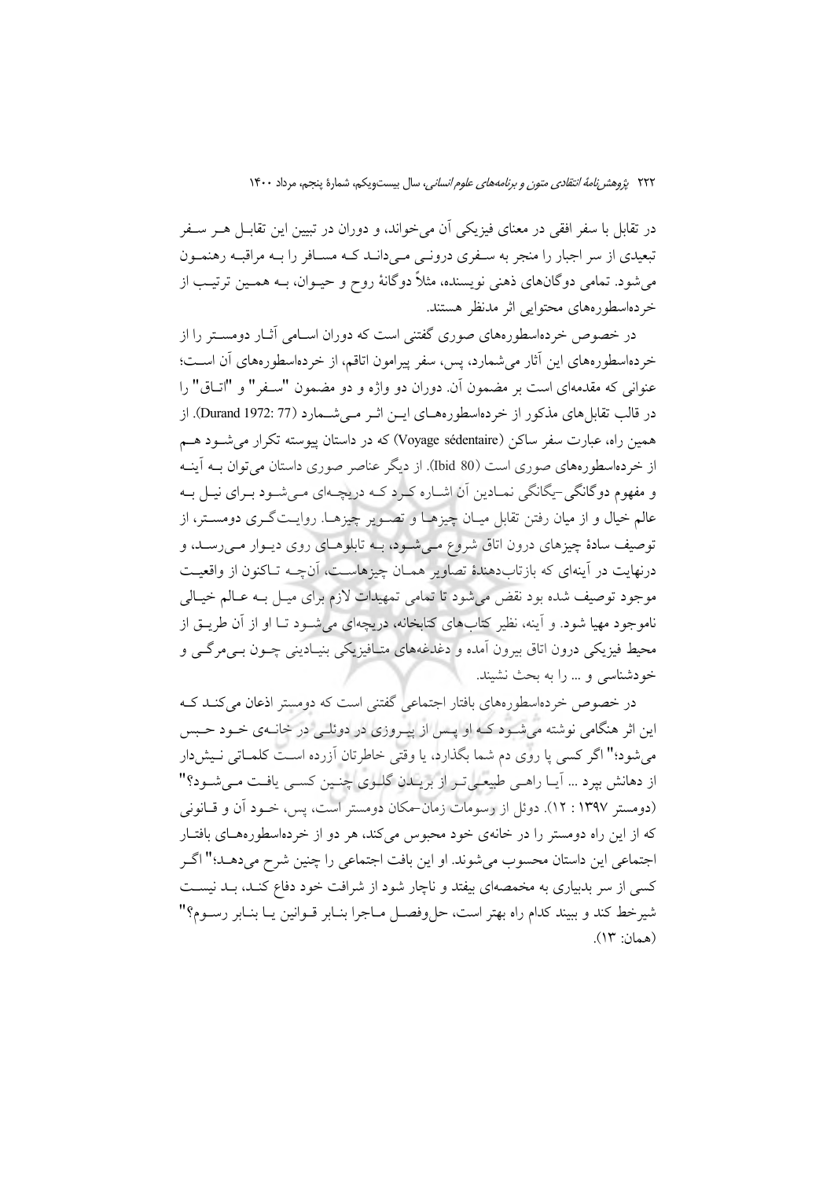در تقابل با سفر افقی در معنای فیزیکی آن می‌خواند، و دوران در تبیین این تقابـل هـر سـفر تبعیدی از سر اجبار را منجر به سـفری درونـی مـی‌دانـد کـه مسـافر را بـه مراقبـه رهنمـون می‌شود. تمامی دوگان‌های ذهنی نویسنده، مثلاً دوگانهٔ روح و حیـوان، بـه همـین ترتیـب از خرده‌اسطوره‌های محتوایی اثر مدنظر هستند.

در خصوص خرده‌اسطوره‌های صوری گفتنی است که دوران اسـامی آثـار دومسـتر را از خرده‌اسطوره‌های این آثار می‌شمارد، پس، سفر پیرامون اتاقم، از خرده‌اسطوره‌های آن اسـت؛ عنوانی که مقدمه‌ای است بر مضمون آن. دوران دو واژه و دو مضمون "سـفر" و "اتـاق" را در قالب تقابل‌های مذکور از خرده‌اسطوره‌هـای ایـن اثـر مـی‌شـمارد (Durand 1972: 77). از همین راه، عبارت سفر ساکن (Voyage sédentaire) که در داستان پیوسته تکرار می‌شـود هـم از خرده‌اسطوره‌های صوری است (Ibid 80). از دیگر عناصر صوری داستان می‌توان بـه آینـه و مفهوم دوگانگی-یگانگی نمـادین آن اشـاره کـرد کـه دریچـه‌ای مـی‌شـود بـرای نیـل بـه عالم خیال و از میان رفتن تقابل میـان چیزهـا و تصـویر چیزهـا. روایـت‌گـری دومسـتر، از توصیف سادهٔ چیزهای درون اتاق شروع مـی‌شـود، بـه تابلوهـای روی دیـوار مـی‌رسـد، و درنهایت در آینه‌ای که بازتاب‌دهندهٔ تصاویر همـان چیزهاسـت، آن‌چـه تـاکنون از واقعیـت موجود توصیف شده بود نقض می‌شود تا تمامی تمهیدات لازم برای میـل بـه عـالم خیـالی ناموجود مهیا شود. و آینه، نظیر کتاب‌های کتابخانه، دریچه‌ای می‌شـود تـا او از آن طریـق از محیط فیزیکی درون اتاق بیرون آمده و دغدغه‌های متـافیزیکی بنیـادینی چـون بـی‌مرگـی و خودشناسی و ... را به بحث نشیند.

در خصوص خرده‌اسطوره‌های بافتار اجتماعی گفتنی است که دومستر اذعان می‌کنـد کـه این اثر هنگامی نوشته می‌شـود کـه او پـس از پیـروزی در دوئلـی در خانـه‌ی خـود حـبس می‌شود؛" اگر کسی پا روی دم شما بگذارد، یا وقتی خاطرتان آزرده اسـت کلمـاتی نـیش‌دار از دهانش بپرد ... آیـا راهـی طبیعـی‌تـر از بریـدن گلـوی چنـین کسـی یافـت مـی‌شـود؟" (دومستر ۱۳۹۷ : ۱۲). دوئل از وسومات زمان-مکان دومستر است، پس، خـود آن و قـانونی که از این راه دومستر را در خانه‌ی خود محبوس می‌کند، هر دو از خرده‌اسطوره‌هـای بافتـار اجتماعی این داستان محسوب می‌شوند. او این بافت اجتماعی را چنین شرح می‌دهـد؛" اگـر کسی از سر بدبیاری به مخمصه‌ای بیفتد و ناچار شود از شرافت خود دفاع کنـد، بـد نیسـت شیرخط کند و ببیند کدام راه بهتر است، حل‌وفصـل مـاجرا بنـابر قـوانین یـا بنـابر رسـوم؟" (همان: ۱۳).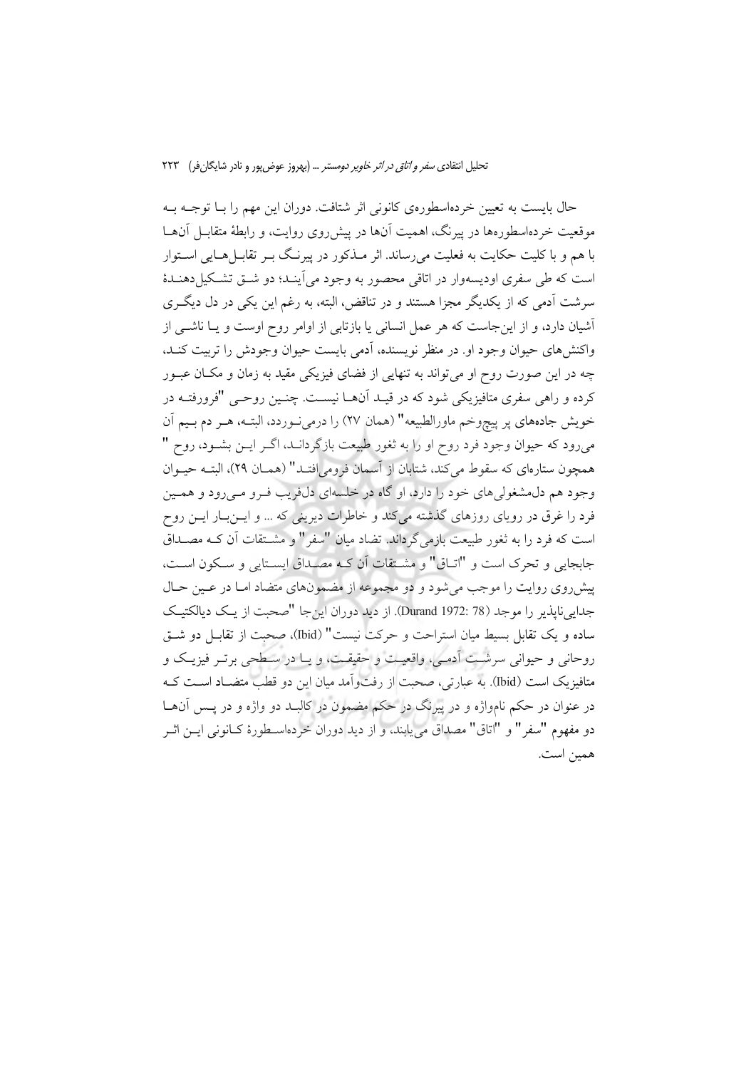حال بایست به تعیین خرده‌اسطوره‌ی کانونی اثر شتافت. دوران این مهم را بـا توجـه بـه موقعیت خرده‌اسطوره‌ها در پیرنگ، اهمیت آن‌ها در پیش‌روی روایت، و رابطهٔ متقابـل آن‌هـا با هم و با کلیت حکایت به فعلیت می‌رساند. اثر مـذکور در پیرنـگ بـر تقابـل‌هـایی اسـتوار است که طی سفری اودیسه‌وار در اتاقی محصور به وجود می‌آینـد؛ دو شـق تشـکیل‌دهنـدهٔ سرشت آدمی که از یکدیگر مجزا هستند و در تناقض، البته، به رغم این یکی در دل دیگـری آشیان دارد، و از این‌جاست که هر عمل انسانی یا بازتابی از اوامر روح اوست و یـا ناشـی از واکنش‌های حیوان وجود او. در منظر نویسنده، آدمی بایست حیوان وجودش را تربیت کنـد، چه در این صورت روح او می‌تواند به تنهایی از فضای فیزیکی مقید به زمان و مکـان عبـور کرده و راهی سفری متافیزیکی شود که در قیـد آن‌هـا نیسـت. چنـین روحـی "فرورفتـه در خویش جاده‌های پر پیچ‌وخم ماوراالطبیعه" (همان ۲۷) را درمی‌نـوردد، البتـه، هـر دم بـیم آن می‌رود که حیوان وجود فرد روح او را به ثغور طبیعت بازگردانـد، اگـر ایـن بشـود، روح " همچون ستاره‌ای که سقوط می‌کند، شتابان از آسمان فرومی‌افتـد" (همـان ۲۹)، البتـه حیـوان وجود هم دل‌مشغولی‌های خود را دارد، او گاه در خلسه‌ای دل‌فریب فـرو مـی‌رود و همـین فرد را غرق در رویای روزهای گذشته می‌کند و خاطرات دیرینی که ... و ایـن‌بـار ایـن روح است که فرد را به ثغور طبیعت بازمی‌گرداند. تضاد میان "سفر" و مشـتقات آن کـه مصـداق جابجایی و تحرک است و "اتـاق" و مشـتقات آن کـه مصـداق ایسـتایی و سـکون اسـت، پیش‌روی روایت را موجب می‌شود و دو مجموعه از مضمون‌های متضاد امـا در عـین حـال جدایی‌ناپذیر را موجد (Durand 1972: 78). از دید دوران این‌جا "صحبت از یـک دیالکتیـک ساده و یک تقابل بسیط میان استراحت و حرکت نیست" (Ibid)، صحبت از تقابـل دو شـق روحانی و حیوانی سرشـت آدمـی، واقعیـت و حقیقـت، و یـا در سـطحی برتـر فیزیـک و متافیزیک است (Ibid). به عبارتی، صحبت از رفت‌وآمد میان این دو قطب متضـاد اسـت کـه در عنوان در حکم نام‌واژه و در پیرنگ در حکم مضمون در کالبـد دو واژه و در پـس آن‌هـا دو مفهوم "سفر" و "اتاق" مصداق می‌یابند، و از دید دوران خرده‌اسـطورهٔ کـانونی ایـن اثـر همین است.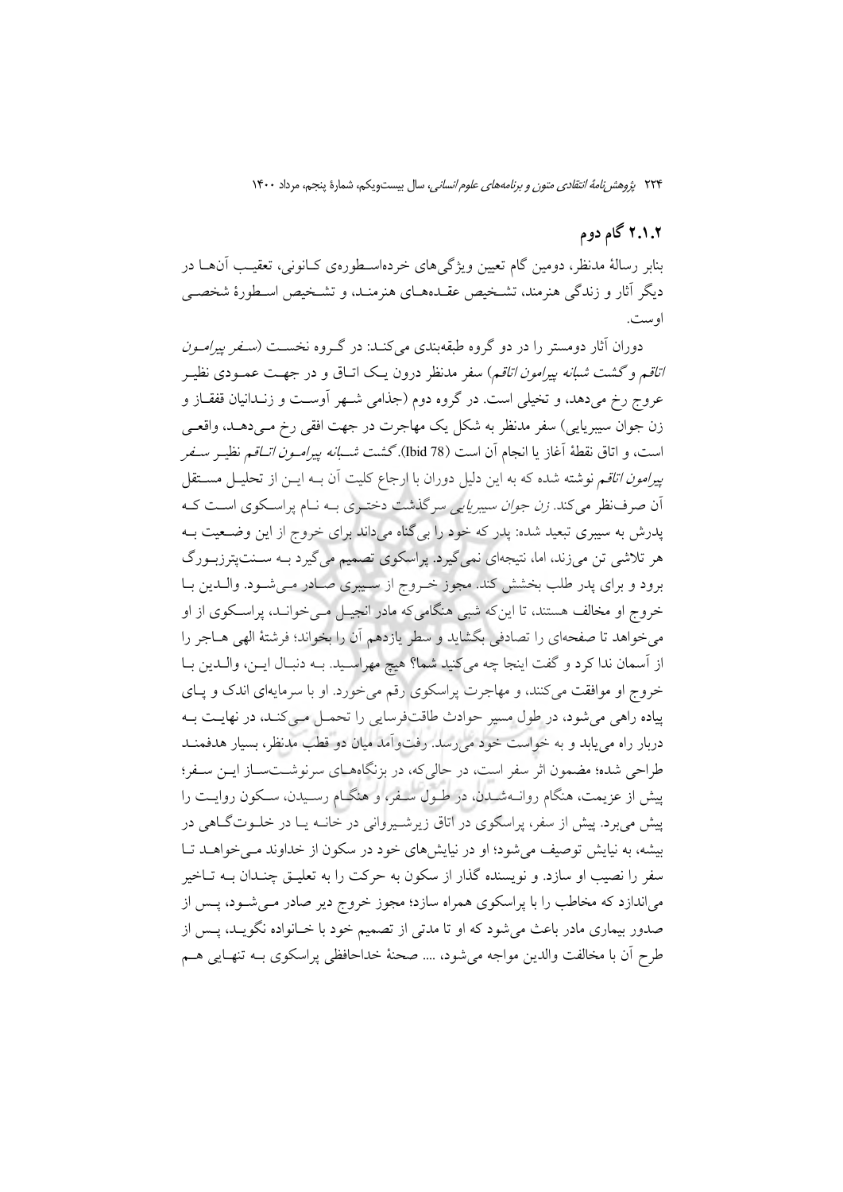### ۲.۱.۲ گام دوم

بنابر رسالهٔ مدنظر، دومین گام تعیین ویژگی‌های خرده‌اسطوره‌ی کانونی، تعقیب آن‌ها در دیگر آثار و زندگی هنرمند، تشخیص عقده‌های هنرمند، و تشخیص اسطورهٔ شخصی اوست.

دوران آثار دومستر را در دو گروه طبقه‌بندی می‌کند: در گروه نخست (*سفر پیرامون اتاقم* و *گشت شبانه پیرامون اتاقم*) سفر مدنظر درون یک اتاق و در جهت عمودی نظیر عروج رخ می‌دهد، و تخیلی است. در گروه دوم (جذامی شهر آوست و زندانیان قفقاز و زن جوان سیبریایی) سفر مدنظر به شکل یک مهاجرت در جهت افقی رخ می‌دهد، واقعی است، و اتاق نقطهٔ آغاز یا انجام آن است (Ibid 78). *گشت شبانه پیرامون اتاقم* نظیر *سفر پیرامون اتاقم* نوشته شده که به این دلیل دوران با ارجاع کلیت آن به این از تحلیل مستقل آن صرف‌نظر می‌کند. *زن جوان سیبریایی* سرگذشت دختری به نام پراسکوی است که پدرش به سیبری تبعید شده: پدر که خود را بی‌گناه می‌داند برای خروج از این وضعیت به هر تلاشی تن می‌زند، اما، نتیجه‌ای نمی‌گیرد. پراسکوی تصمیم می‌گیرد به سنت‌پترزبورگ برود و برای پدر طلب بخشش کند. مجوز خروج از سیبری صادر می‌شود. والدین با خروج او مخالف هستند، تا این‌که شبی هنگامی‌که مادر انجیل می‌خواند، پراسکوی از او می‌خواهد تا صفحه‌ای را تصادفی بگشاید و سطر یازدهم آن را بخواند؛ فرشتهٔ الهی هاجر را از آسمان ندا کرد و گفت اینجا چه می‌کنید شما؟ هیچ مهراسید. به دنبال این، والدین با خروج او موافقت می‌کنند، و مهاجرت پراسکوی رقم می‌خورد. او با سرمایه‌ای اندک و پای پیاده راهی می‌شود، در طول مسیر حوادث طاقت‌فرسایی را تحمل می‌کند، در نهایت به دربار راه می‌یابد و به خواست خود می‌رسد. رفت‌وآمد میان دو قطب مدنظر، بسیار هدفمند طراحی شده؛ مضمون اثر سفر است، در حالی‌که، در بزنگاه‌های سرنوشت‌ساز این سفر؛ پیش از عزیمت، هنگام روانه‌شدن، در طول سفر، و هنگام رسیدن، سکون روایت را پیش می‌برد. پیش از سفر، پراسکوی در اتاق زیرشیروانی در خانه یا در خلوت‌گاهی در بیشه، به نیایش توصیف می‌شود؛ او در نیایش‌های خود در سکون از خداوند می‌خواهد تا سفر را نصیب او سازد. و نویسنده گذار از سکون به حرکت را به تعلیق چندان به تاخیر می‌اندازد که مخاطب را با پراسکوی همراه سازد؛ مجوز خروج دیر صادر می‌شود، پس از صدور بیماری مادر باعث می‌شود که او تا مدتی از تصمیم خود با خانواده نگوید، پس از طرح آن با مخالفت والدین مواجه می‌شود، .... صحنهٔ خداحافظی پراسکوی به تنهایی هم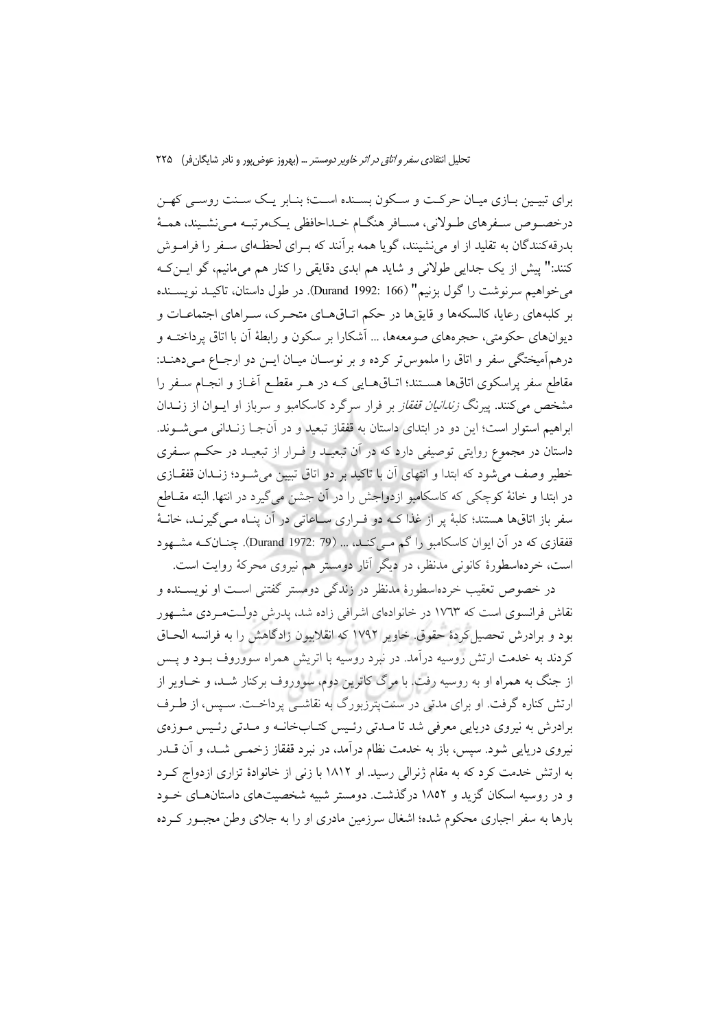برای تبیین بازی میان حرکت و سکون بسنده است؛ بنابر یک سنت روسی کهن درخصوص سفرهای طولانی، مسافر هنگام خداحافظی یک‌مرتبه می‌نشیند، همهٔ بدرقه‌کنندگان به تقلید از او می‌نشینند، گویا همه برآنند که برای لحظه‌ای سفر را فراموش کنند:" پیش از یک جدایی طولانی و شاید هم ابدی دقایقی را کنار هم می‌مانیم، گو این‌که می‌خواهیم سرنوشت را گول بزنیم" (Durand 1992: 166). در طول داستان، تاکید نویسنده بر کلبه‌های رعایا، کالسکه‌ها و قایق‌ها در حکم اتاق‌های متحرک، سراهای اجتماعات و دیوان‌های حکومتی، حجره‌های صومعه‌ها، ... آشکارا بر سکون و رابطهٔ آن با اتاق پرداخته و درهم‌آمیختگی سفر و اتاق را ملموس‌تر کرده و بر نوسان میان این دو ارجاع می‌دهند: مقاطع سفر پراسکوی اتاق‌ها هستند؛ اتاق‌هایی که در هر مقطع آغاز و انجام سفر را مشخص می‌کنند. پیرنگ *زندانیان قفقاز* بر فرار سرگرد کاسکامبو و سرباز او ایوان از زندان ابراهیم استوار است؛ این دو در ابتدای داستان به قفقاز تبعید و در آن‌جا زندانی می‌شوند. داستان در مجموع روایتی توصیفی دارد که در آن تبعید و فرار از تبعید در حکم سفری خطیر وصف می‌شود که ابتدا و انتهای آن با تاکید بر دو اتاق تبیین می‌شود؛ زندان قفقازی در ابتدا و خانهٔ کوچکی که کاسکامبو ازدواجش را در آن جشن می‌گیرد در انتها. البته مقاطع سفر باز اتاق‌ها هستند؛ کلبهٔ پر از غذا که دو فراری ساعاتی در آن پناه می‌گیرند، خانهٔ قفقازی که در آن ایوان کاسکامبو را گم می‌کند، ... (Durand 1972: 79). چنان‌که مشهود است، خرده‌اسطورهٔ کانونی مدنظر، در دیگر آثار دومستر هم نیروی محرکهٔ روایت است.

در خصوص تعقیب خرده‌اسطورهٔ مدنظر در زندگی دومستر گفتنی است او نویسنده و نقاش فرانسوی است که ۱۷۶۳ در خانواده‌ای اشرافی زاده شد، پدرش دولت‌مردی مشهور بود و برادرش تحصیل‌کردهٔ حقوق. خاویر ۱۷۹۲ که انقلابیون زادگاهش را به فرانسه الحاق کردند به خدمت ارتش روسیه درآمد. در نبرد روسیه با اتریش همراه سووروف بود و پس از جنگ به همراه او به روسیه رفت. با مرگ کاترین دوم، سووروف برکنار شد، و خاویر از ارتش کناره گرفت. او برای مدتی در سنت‌پترزبورگ به نقاشی پرداخت. سپس، از طرف برادرش به نیروی دریایی معرفی شد تا مدتی رئیس کتاب‌خانه و مدتی رئیس موزه‌ی نیروی دریایی شود. سپس، باز به خدمت نظام درآمد، در نبرد قفقاز زخمی شد، و آن قدر به ارتش خدمت کرد که به مقام ژنرالی رسید. او ۱۸۱۲ با زنی از خانوادهٔ تزاری ازدواج کرد و در روسیه اسکان گزید و ۱۸۵۲ درگذشت. دومستر شبیه شخصیت‌های داستان‌های خود بارها به سفر اجباری محکوم شده؛ اشغال سرزمین مادری او را به جلای وطن مجبور کرده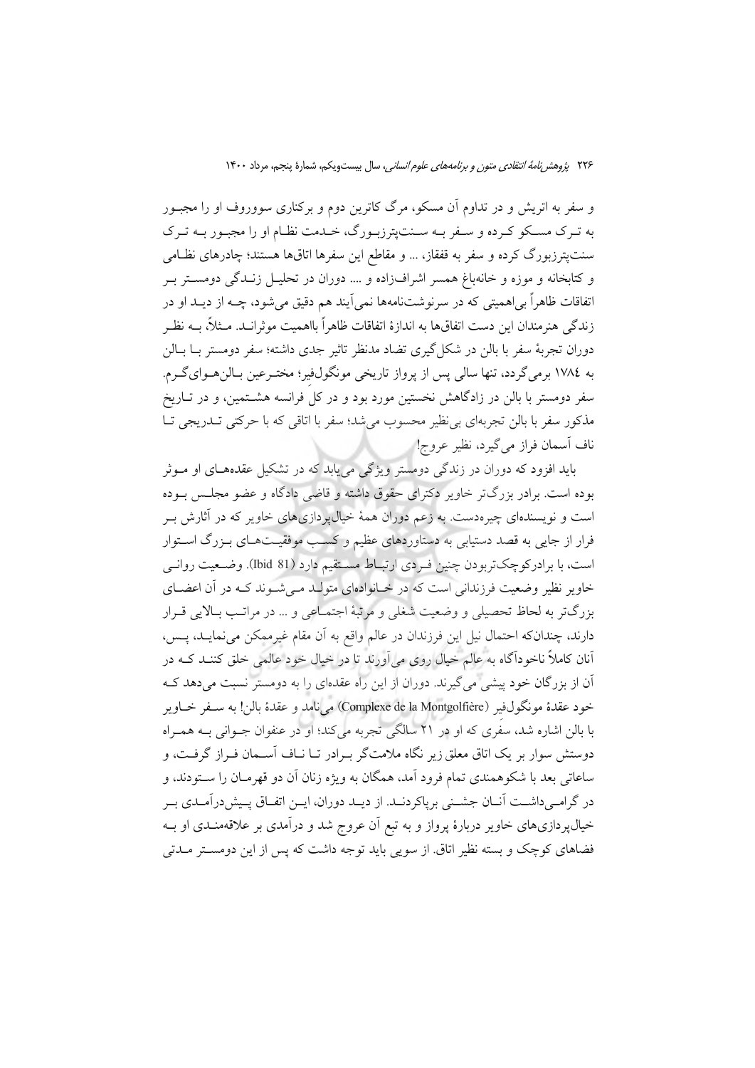و سفر به اتریش و در تداوم آن مسکو، مرگ کاترین دوم و برکناری سووروف او را مجبـور به تـرک مسـکو کـرده و سـفر بـه سـنت‌پترزبـورگ، خـدمت نظـام او را مجبـور بـه تـرک سنت‌پترزبورگ کرده و سفر به قفقاز، ... و مقاطع این سفرها اتاق‌ها هستند؛ چادرهای نظـامی و کتابخانه و موزه و خانه‌باغ همسر اشراف‌زاده و .... دوران در تحلیـل زنـدگی دومسـتر بـر اتفاقات ظاهراً بی‌اهمیتی که در سرنوشت‌نامه‌ها نمی‌آیند هم دقیق می‌شود، چـه از دیـد او در زندگی هنرمندان این دست اتفاق‌ها به اندازهٔ اتفاقات ظاهراً بااهمیت موثرانـد. مـثلاً، بـه نظـر دوران تجربهٔ سفر با بالن در شکل‌گیری تضاد مدنظر تاثیر جدی داشته؛ سفر دومستر بـا بـالن به ۱۷۸٤ برمی‌گردد، تنها سالی پس از پرواز تاریخی مونگول‌فیر؛ مختـرعین بـالن‌هـوای‌گـرم. سفر دومستر با بالن در زادگاهش نخستین مورد بود و در کل فرانسه هشـتمین، و در تـاریخ مذکور سفر با بالن تجربه‌ای بی‌نظیر محسوب می‌شد؛ سفر با اتاقی که با حرکتی تـدریجی تـا ناف آسمان فراز می‌گیرد، نظیر عروج!

باید افزود که دوران در زندگی دومستر ویژگی می‌یابد که در تشکیل عقده‌هـای او مـوثر بوده است. برادر بزرگ‌تر خاویر دکترای حقوق داشته و قاضی دادگاه و عضو مجلـس بـوده است و نویسنده‌ای چیره‌دست. به زعم دوران همهٔ خیال‌پردازی‌های خاویر که در آثارش بـر فرار از جایی به قصد دستیابی به دستاوردهای عظیم و کسـب موفقیـت‌هـای بـزرگ اسـتوار است، با برادرکوچک‌تربودن چنین فـردی ارتبـاط مسـتقیم دارد (Ibid 81). وضـعیت روانـی خاویر نظیر وضعیت فرزندانی است که در خـانواده‌ای متولـد مـی‌شـوند کـه در آن اعضـای بزرگ‌تر به لحاظ تحصیلی و وضعیت شغلی و مرتبهٔ اجتمـاعی و ... در مراتـب بـالایی قـرار دارند، چندان‌که احتمال نیل این فرزندان در عالم واقع به آن مقام غیرممکن می‌نمایـد، پـس، آنان کاملاً ناخودآگاه به عالم خیال روی می‌آورند تا در خیال خود عالمی خلق کننـد کـه در آن از بزرگان خود پیشی می‌گیرند. دوران از این راه عقده‌ای را به دومستر نسبت می‌دهد کـه خود عقدهٔ مونگول‌فیر (Complexe de la Montgolfière) می‌نامد و عقدهٔ بالن! به سـفر خـاویر با بالن اشاره شد، سفری که او در ۲۱ سالگی تجربه می‌کند؛ او در عنفوان جـوانی بـه همـراه دوستش سوار بر یک اتاق معلق زیر نگاه ملامت‌گر بـرادر تـا نـاف آسـمان فـراز گرفـت، و ساعاتی بعد با شکوهمندی تمام فرود آمد، همگان به ویژه زنان آن دو قهرمـان را سـتودند، و در گرامـی‌داشـت آنـان جشـنی برپاکردنـد. از دیـد دوران، ایـن اتفـاق پـیش‌درآمـدی بـر خیال‌پردازی‌های خاویر دربارهٔ پرواز و به تبع آن عروج شد و درآمدی بر علاقه‌منـدی او بـه فضاهای کوچک و بسته نظیر اتاق. از سویی باید توجه داشت که پس از این دومسـتر مـدتی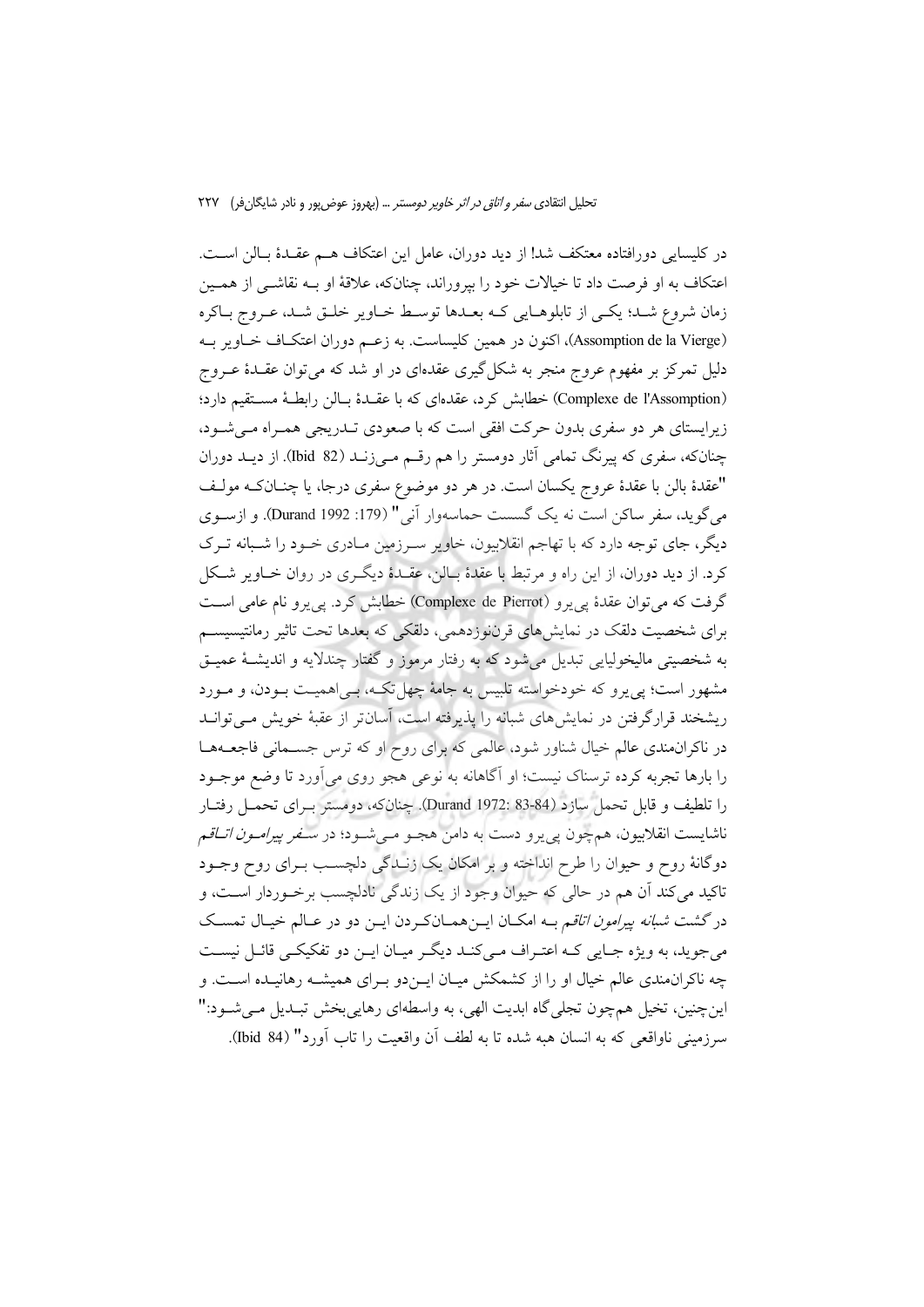در کلیسایی دورافتاده معتکف شد! از دید دوران، عامل این اعتکاف هم عقدهٔ بالن است. اعتکاف به او فرصت داد تا خیالات خود را بپروراند، چنانکه، علاقهٔ او به نقاشی از همین زمان شروع شد؛ یکی از تابلوهایی که بعدها توسط خاویر خلق شد، عروج باکره (Assomption de la Vierge)، اکنون در همین کلیساست. به زعم دوران اعتکاف خاویر به دلیل تمرکز بر مفهوم عروج منجر به شکل‌گیری عقده‌ای در او شد که می‌توان عقدهٔ عروج (Complexe de l'Assomption) خطابش کرد، عقده‌ای که با عقدهٔ بالن رابطهٔ مستقیم دارد؛ زیرا‌یستای هر دو سفری بدون حرکت افقی است که با صعودی تدریجی همراه می‌شود، چنانکه، سفری که پیرنگ تمامی آثار دومستر را هم رقم می‌زند (Ibid 82). از دید دوران "عقدهٔ بالن با عقدهٔ عروج یکسان است. در هر دو موضوع سفری درجا، یا چنانکه مولف می‌گوید، سفر ساکن است نه یک گسست حماسه‌وار آنی" (Durand 1992 :179). و ازسوی دیگر، جای توجه دارد که با تهاجم انقلابیون، خاویر سرزمین مادری خود را شبانه ترک کرد. از دید دوران، از این راه و مرتبط با عقدهٔ بالن، عقدهٔ دیگری در روان خاویر شکل گرفت که می‌توان عقدهٔ پی‌یرو (Complexe de Pierrot) خطابش کرد. پی‌یرو نام عامی است برای شخصیت دلقک در نمایش‌های قرن‌نوزدهمی، دلقکی که بعدها تحت تاثیر رمانتیسیسم به شخصیتی مالیخولیایی تبدیل می‌شود که به رفتار مرموز و گفتار چندلایه و اندیشهٔ عمیق مشهور است؛ پی‌یرو که خودخواسته تلبیس به جامهٔ چهل تکه، بی‌اهمیت بودن، و مورد ریشخند قرارگرفتن در نمایش‌های شبانه را پذیرفته است، آسان‌تر از عقبهٔ خویش می‌تواند در ناکران‌مندی عالم خیال شناور شود، عالمی که برای روح او که ترس جسمانی فاجعه‌ها را بارها تجربه کرده ترسناک نیست؛ او آگاهانه به نوعی هجو روی می‌آورد تا وضع موجود را تلطیف و قابل تحمل سازد (Durand 1972: 83-84). چنانکه، دومستر برای تحمل رفتار ناشایست انقلابیون، همچون پی‌یرو دست به دامن هجو می‌شود؛ در *سفر پیرامون اتاقم* دوگانهٔ روح و حیوان را طرح انداخته و بر امکان یک زندگی دلچسب برای روح وجود تاکید می‌کند آن هم در حالی که حیوان وجود از یک زندگی نادلچسب برخوردار است، و درگشت *شبانه پیرامون اتاقم* به امکان این‌همان‌کردن این دو در عالم خیال تمسک می‌جوید، به ویژه جایی که اعتراف می‌کند دیگر میان این دو تفکیکی قائل نیست چه ناکران‌مندی عالم خیال او را از کشمکش میان این‌دو برای همیشه رهانیده است. و این‌چنین، تخیل همچون تجلی‌گاه ابدیت الهی، به واسطه‌ای رهایی‌بخش تبدیل می‌شود:" سرزمینی ناواقعی که به انسان هبه شده تا به لطف آن واقعیت را تاب آورد" (Ibid 84).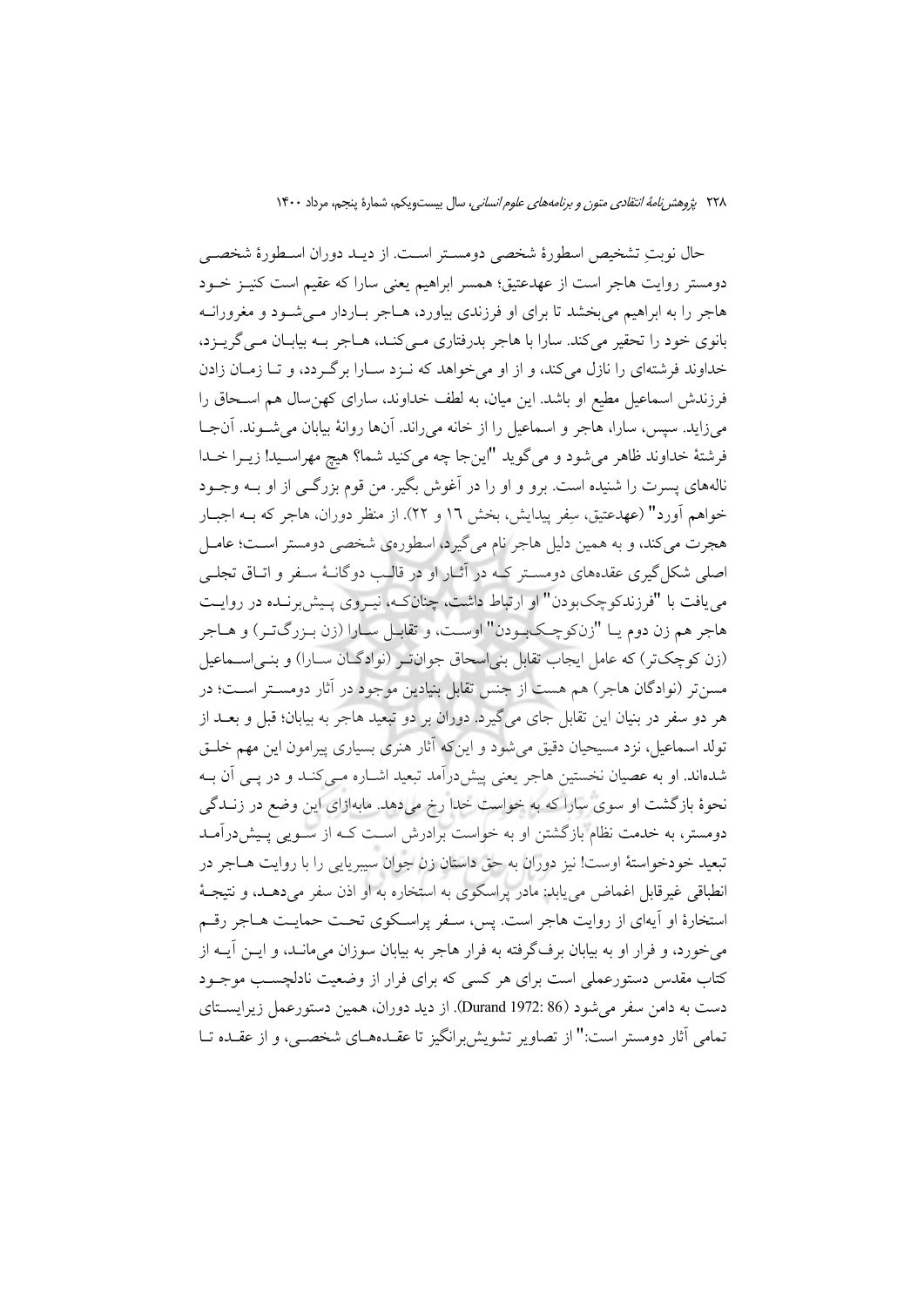حال نوبتِ تشخیص اسطورهٔ شخصی دومستر است. از دید دوران اسطورهٔ شخصی دومستر روایت هاجر است از عهدعتیق؛ همسر ابراهیم یعنی سارا که عقیم است کنیز خود هاجر را به ابراهیم می‌بخشد تا برای او فرزندی بیاورد، هاجر باردار می‌شود و مغرورانه بانوی خود را تحقیر می‌کند. سارا با هاجر بدرفتاری می‌کند، هاجر به بیابان می‌گریزد، خداوند فرشته‌ای را نازل می‌کند، و از او می‌خواهد که نزد سارا برگردد، و تا زمان زادن فرزندش اسماعیل مطیع او باشد. این میان، به لطف خداوند، سارای کهن‌سال هم اسحاق را می‌زاید. سپس، سارا، هاجر و اسماعیل را از خانه می‌راند. آنها روانهٔ بیابان می‌شوند. آنجا فرشتهٔ خداوند ظاهر می‌شود و می‌گوید "اینجا چه می‌کنید شما؟ هیچ مهراسید! زیرا خدا ناله‌های پسرت را شنیده است. برو و او را در آغوش بگیر. من قوم بزرگی از او به وجود خواهم آورد" (عهدعتیق، سفر پیدایش، بخش ١٦ و ٢٢). از منظر دوران، هاجر که به اجبار هجرت می‌کند، و به همین دلیل هاجر نام می‌گیرد، اسطوره‌ی شخصی دومستر است؛ عامل اصلی شکل‌گیری عقده‌های دومستر که در آثار او در قالب دوگانهٔ سفر و اتاق تجلی می‌یافت با "فرزندکوچک‌بودن" او ارتباط داشت، چنان‌که، نیروی پیش‌برنده در روایت هاجر هم زن دوم یا "زن‌کوچک‌بودن" اوست، و تقابل سارا (زن بزرگ‌تر) و هاجر (زن کوچک‌تر) که عامل ایجاب تقابل بنی‌اسحاق جوان‌تر (نوادگان سارا) و بنی‌اسماعیل مسن‌تر (نوادگان هاجر) هم هست از جنس تقابل بنیادین موجود در آثار دومستر است؛ در هر دو سفر در بنیان این تقابل جای می‌گیرد. دوران بر دو تبعید هاجر به بیابان؛ قبل و بعد از تولد اسماعیل، نزد مسیحیان دقیق می‌شود و این‌که آثار هنری بسیاری پیرامون این مهم خلق شده‌اند. او به عصیان نخستین هاجر یعنی پیش‌درآمد تبعید اشاره می‌کند و در پی آن به نحوهٔ بازگشت او سوی سارا که به خواست خدا رخ می‌دهد. مابه‌ازای این وضع در زندگی دومستر، به خدمت نظام بازگشتن او به خواست برادرش است که از سویی پیش‌درآمد تبعید خودخواستهٔ اوست! نیز دوران به حق داستان زن جوان سیبریایی را با روایت هاجر در انطباقی غیرقابل اغماض می‌یابد: مادر پراسکوی به استخاره به او اذن سفر می‌دهد، و نتیجهٔ استخارهٔ او آیه‌ای از روایت هاجر است. پس، سفر پراسکوی تحت حمایت هاجر رقم می‌خورد، و فرار او به بیابان برف‌گرفته به فرار هاجر به بیابان سوزان می‌ماند، و این آیه از کتاب مقدس دستورعملی است برای هر کسی که برای فرار از وضعیت نادلچسب موجود دست به دامن سفر می‌شود (Durand 1972: 86). از دید دوران، همین دستورعمل زیرایستای تمامی آثار دومستر است:" از تصاویر تشویش‌برانگیز تا عقده‌های شخصی، و از عقده تا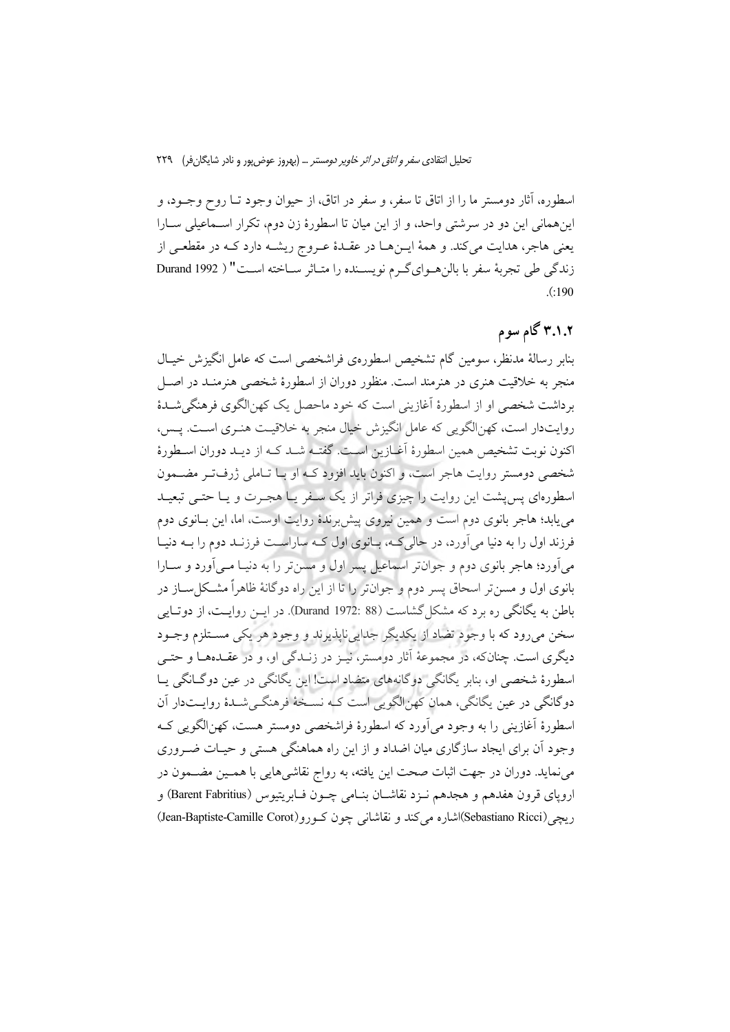اسطوره، آثار دومستر ما را از اتاق تا سفر، و سفر در اتاق، از حیوان وجود تـا روح وجـود، و این‌همانی این دو در سرشتی واحد، و از این میان تا اسطورۀ زن دوم، تکرار اسـماعیلی سـارا یعنی هاجر، هدایت می‌کند. و همۀ ایـن‌هـا در عقـدۀ عـروج ریشـه دارد کـه در مقطعـی از زندگی طی تجربۀ سفر با بال‌هـوای‌گـرم نویسـنده را متـاثر سـاخته اسـت" ( Durand 1992 :190).

## ۳.۱.۲ گام سوم

بنابر رسالۀ مدنظر، سومین گام تشخیص اسطوره‌ی فراشخصی است که عامل انگیزش خیـال منجر به خلاقیت هنری در هنرمند است. منظور دوران از اسطورۀ شخصی هنرمنـد در اصـل برداشت شخصی او از اسطورۀ آغازینی است که خود ماحصل یک کهن‌الگوی فرهنگی‌شـدۀ روایت‌دار است، کهن‌الگویی که عامل انگیزش خیال منجر به خلاقیـت هنـری اسـت. پـس، اکنون نوبت تشخیص همین اسطورۀ آغـازین اسـت. گفتـه شـد کـه از دیـد دوران اسـطورۀ شخصی دومستر روایت هاجر است، و اکنون باید افزود کـه او بـا تـاملی ژرف‌تـر مضـمون اسطوره‌ای پس‌پشت این روایت را چیزی فراتر از یک سـفر یـا هجـرت و یـا حتـی تبعیـد می‌یابد؛ هاجر بانوی دوم است و همین نیروی پیش‌برندۀ روایت اوست، اما، این بـانوی دوم فرزند اول را به دنیا می‌آورد، در حالی‌کـه، بـانوی اول کـه ساراسـت فرزنـد دوم را بـه دنیـا می‌آورد؛ هاجر بانوی دوم و جوان‌تر اسماعیل پسر اول و مسن‌تر را به دنیـا مـی‌آورد و سـارا بانوی اول و مسن‌تر اسحاق پسر دوم و جوان‌تر را تا از این راه دوگانۀ ظاهراً مشـکل‌سـاز در باطن به یگانگی ره برد که مشکل‌گشاست (Durand 1972: 88). در ایـن روایـت، از دوتـایی سخن می‌رود که با وجود تضاد از یکدیگر جدایی‌ناپذیرند و وجود هر یکی مسـتلزم وجـود دیگری است. چنان‌که، در مجموعۀ آثار دومستر، نیـز در زنـدگی او، و در عقـده‌هـا و حتـی اسطورۀ شخصی او، بنابر یگانگی دوگانه‌های متضاد است! این یگانگی در عین دوگـانگی یـا دوگانگی در عین یگانگی، همان کهن‌الگویی است کـه نسـخۀ فرهنگـی‌شـدۀ روایـت‌دار آن اسطورۀ آغازینی را به وجود می‌آورد که اسطورۀ فراشخصی دومستر هست، کهن‌الگویی کـه وجود آن برای ایجاد سازگاری میان اضداد و از این راه هماهنگی هستی و حیـات ضـروری می‌نماید. دوران در جهت اثبات صحت این یافته، به رواج نقاشی‌هایی با همـین مضـمون در اروپای قرون هفدهم و هجدهم نـزد نقاشـان بنـامی چـون فـابریتیوس (Barent Fabritius) و ریچی(Sebastiano Ricci)اشاره می‌کند و نقاشانی چون کـورو(Jean-Baptiste-Camille Corot)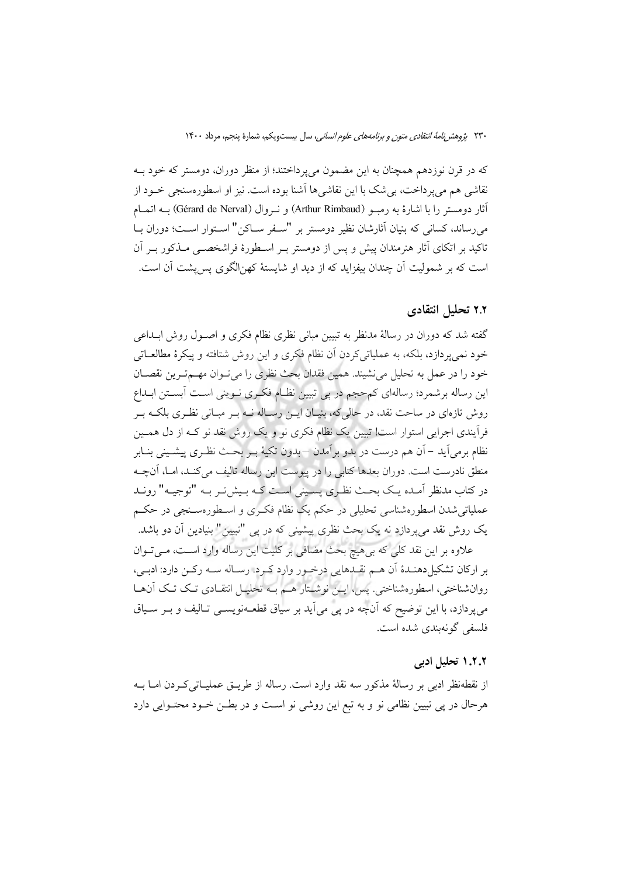که در قرن نوزدهم همچنان به این مضمون می‌پرداختند؛ از منظر دوران، دومستر که خود به نقاشی هم می‌پرداخت، بی‌شک با این نقاشی‌ها آشنا بوده است. نیز او اسطوره‌سنجی خود از آثار دومستر را با اشارهٔ به رمبو (Arthur Rimbaud) و نروال (Gérard de Nerval) به اتمام می‌رساند، کسانی که بنیان آثارشان نظیر دومستر بر "سفر ساکن" استوار است؛ دوران با تاکید بر اتکای آثار هنرمندان پیش و پس از دومستر بر اسطورهٔ فراشخصی مذکور بر آن است که بر شمولیت آن چندان بیفزاید که از دید او شایستهٔ کهن‌الگوی پس‌پشت آن است.

## ۲.۲ تحلیل انتقادی

گفته شد که دوران در رسالهٔ مدنظر به تبیین مبانی نظری نظام فکری و اصول روش ابداعی خود نمی‌پردازد، بلکه، به عملیاتی‌کردن آن نظام فکری و این روش شتافته و پیکرهٔ مطالعاتی خود را در عمل به تحلیل می‌نشیند. همین فقدان بحث نظری را می‌توان مهم‌ترین نقصان این رساله برشمرد؛ رساله‌ای کم‌حجم در پی تبیین نظام فکری نوینی است آبستن ابداع روش تازه‌ای در ساحت نقد، در حالی‌که، بنیان این رساله نه بر مبانی نظری بلکه بر فرآیندی اجرایی استوار است! تبیین یک نظام فکری نو و یک روش نقد نو که از دل همین نظام برمی‌آید – آن هم درست در بدو برآمدن – بدون تکیهٔ بر بحث نظری پیشینی بنابر منطق نادرست است. دوران بعدها کتابی را در پیوست این رساله تالیف می‌کند، اما، آن‌چه در کتاب مدنظر آمده یک بحث نظری پسینی است که بیش‌تر به "توجیه" روند عملیاتی‌شدن اسطوره‌شناسی تحلیلی در حکم یک نظام فکری و اسطوره‌سنجی در حکم یک روش نقد می‌پردازد نه یک بحث نظری پیشینی که در پی "تبیین" بنیادین آن دو باشد.

علاوه بر این نقد کلی که بی‌هیچ بحث مضافی بر کلیت این رساله وارد است، می‌توان بر ارکان تشکیل‌دهندهٔ آن هم نقدهایی درخور وارد کرد. رساله سه رکن دارد: ادبی، روان‌شناختی، اسطوره‌شناختی. پس، این نوشتار هم به تحلیل انتقادی تک تک آن‌ها می‌پردازد، با این توضیح که آن‌چه در پی می‌آید بر سیاق قطعه‌نویسی تالیف و بر سیاق فلسفی گونه‌بندی شده است.

### ۱.۲.۲ تحلیل ادبی

از نقطه‌نظر ادبی بر رسالهٔ مذکور سه نقد وارد است. رساله از طریق عملیاتی‌کردن اما به هرحال در پی تبیین نظامی نو و به تبع این روشی نو است و در بطن خود محتوایی دارد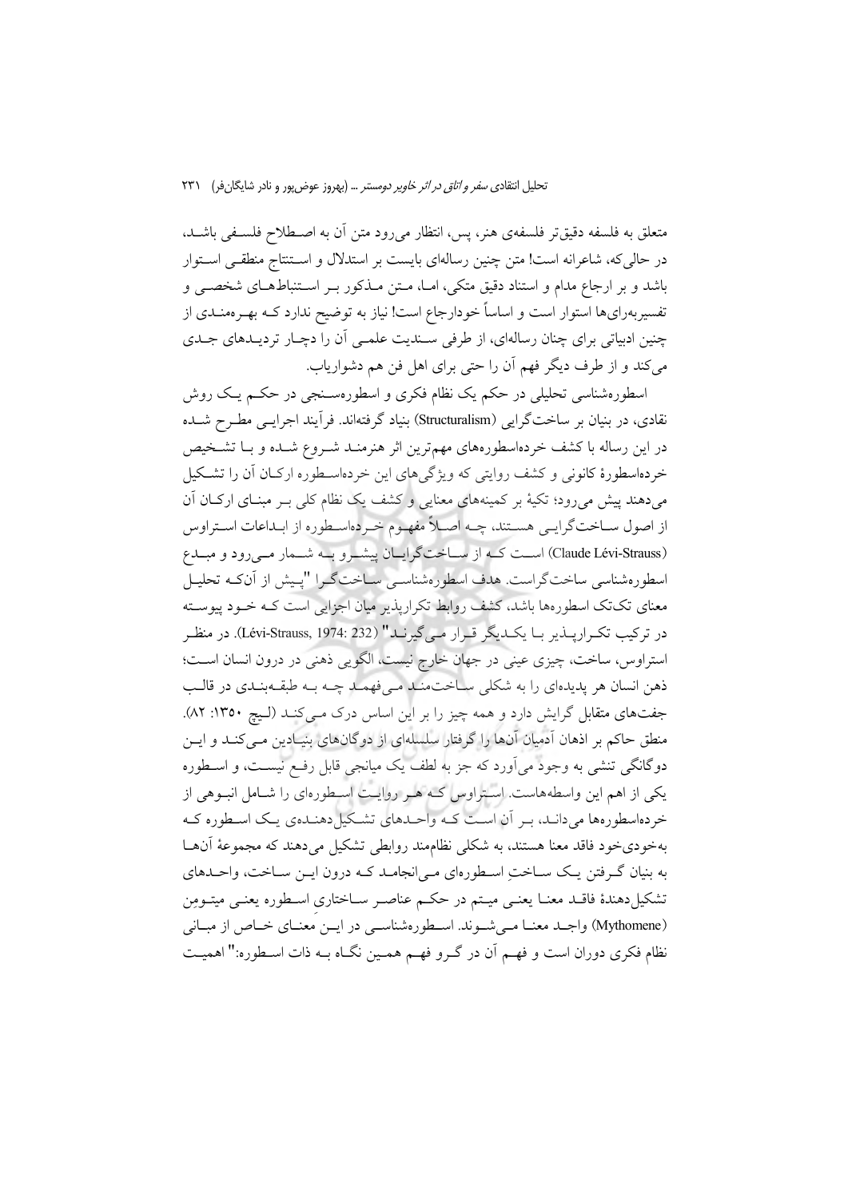متعلق به فلسفه دقیق‌تر فلسفه‌ی هنر، پس، انتظار می‌رود متن آن به اصطلاح فلسفی باشد، در حالی‌که، شاعرانه است! متن چنین رساله‌ای بایست بر استدلال و استنتاج منطقی استوار باشد و بر ارجاع مدام و استناد دقیق متکی، اما، متن مذکور بر استنباط‌های شخصی و تفسیربه‌رای‌ها استوار است و اساساً خودارجاع است! نیاز به توضیح ندارد که بهره‌مندی از چنین ادبیاتی برای چنان رساله‌ای، از طرفی سندیت علمی آن را دچار تردیدهای جدی می‌کند و از طرف دیگر فهم آن را حتی برای اهل فن هم دشواریاب.

اسطوره‌شناسی تحلیلی در حکم یک نظام فکری و اسطوره‌سنجی در حکم یک روش نقادی، در بنیان بر ساخت‌گرایی (Structuralism) بنیاد گرفته‌اند. فرآیند اجرایی مطرح شده در این رساله با کشف خرده‌اسطوره‌های مهم‌ترین اثر هنرمند شروع شده و با تشخیص خرده‌اسطورهٔ کانونی و کشف روایتی که ویژگی‌های این خرده‌اسطوره ارکان آن را تشکیل می‌دهند پیش می‌رود؛ تکیهٔ بر کمینه‌های معنایی و کشف یک نظام کلی بر مبنای ارکان آن از اصول ساخت‌گرایی هستند، چه اصلاً مفهوم خرده‌اسطوره از ابداعات استراوس (Claude Lévi-Strauss) است که از ساخت‌گرایان پیشرو به شمار می‌رود و مبدع اسطوره‌شناسی ساخت‌گراست. هدف اسطوره‌شناسی ساخت‌گرا "پیش از آنکه تحلیل معنای تک‌تک اسطوره‌ها باشد، کشف روابط تکرارپذیر میان اجزایی است که خود پیوسته در ترکیب تکرارپذیر با یکدیگر قرار می‌گیرند" (Lévi-Strauss, 1974: 232). در منظر استراوس، ساخت، چیزی عینی در جهان خارج نیست، الگویی ذهنی در درون انسان است؛ ذهن انسان هر پدیده‌ای را به شکلی ساخت‌مند می‌فهمد چه به طبقه‌بندی در قالب جفت‌های متقابل گرایش دارد و همه چیز را بر این اساس درک می‌کند (لیچ ۱۳۵۰: ۸۲). منطق حاکم بر اذهان آدمیان آن‌ها را گرفتار سلسله‌ای از دوگان‌های بنیادین می‌کند و این دوگانگی تنشی به وجود می‌آورد که جز به لطف یک میانجی قابل رفع نیست، و اسطوره یکی از اهم این واسطه‌هاست. استراوس که هر روایت اسطوره‌ای را شامل انبوهی از خرده‌اسطوره‌ها می‌داند، بر آن است که واحدهای تشکیل‌دهنده‌ی یک اسطوره که به‌خودی‌خود فاقد معنا هستند، به شکلی نظام‌مند روابطی تشکیل می‌دهند که مجموعهٔ آن‌ها به بنیان گرفتن یک ساختِ اسطوره‌ای می‌انجامد که درون این ساخت، واحدهای تشکیل‌دهندهٔ فاقد معنا یعنی میتم در حکم عناصر ساختاری اسطوره یعنی میتومِن (Mythomene) واجد معنا می‌شوند. اسطوره‌شناسی در این معنای خاص از مبانی نظام فکری دوران است و فهم آن در گرو فهم همین نگاه به ذات اسطوره:" اهمیت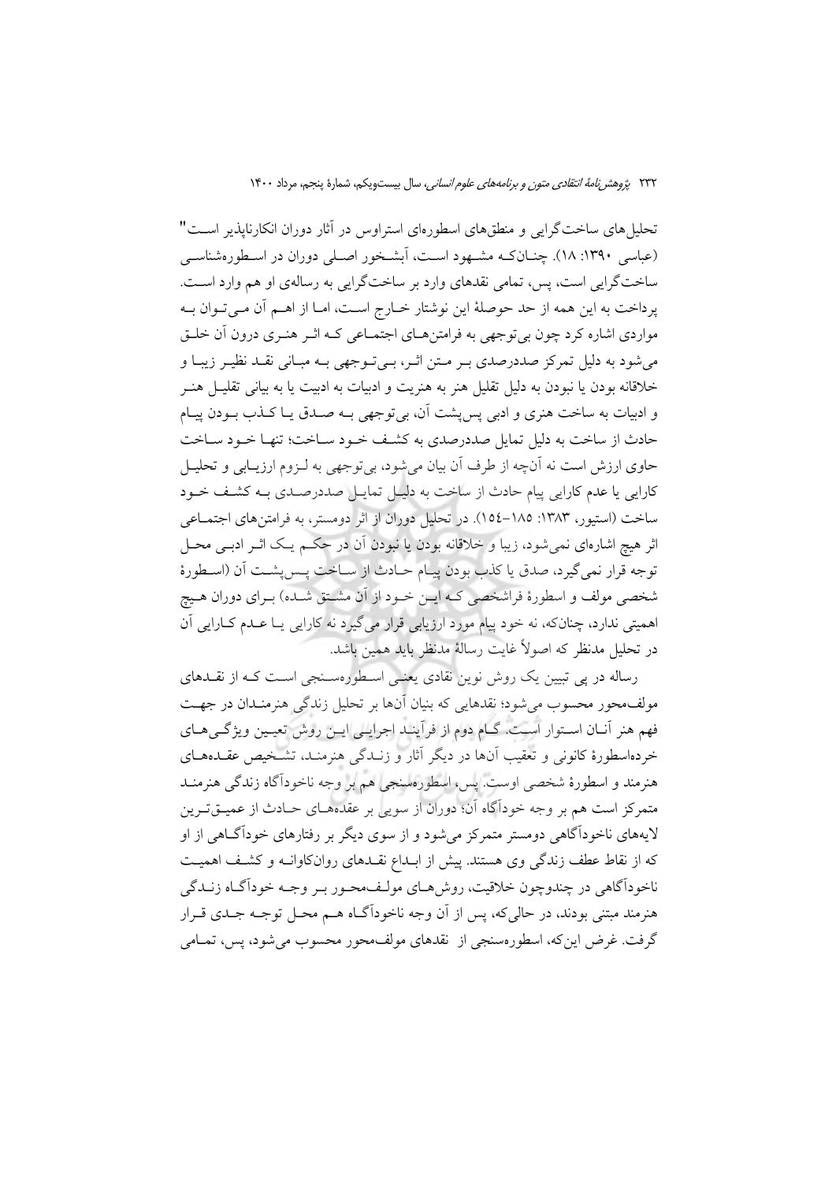تحلیل‌های ساخت‌گرایی و منطق‌های اسطوره‌ای استراوس در آثار دوران انکارناپذیر است" (عباسی ۱۳۹۰: ۱۸). چنان‌که مشهود است، آبشخور اصلی دوران در اسطوره‌شناسی ساخت‌گرایی است، پس، تمامی نقدهای وارد بر ساخت‌گرایی به رساله‌ی او هم وارد است. پرداخت به این همه از حد حوصلهٔ این نوشتار خارج است، اما از اهم آن می‌توان به مواردی اشاره کرد چون بی‌توجهی به فرامتن‌های اجتماعی که اثر هنری درون آن خلق می‌شود به دلیل تمرکز صددرصدی بر متن اثر، بی‌توجهی به مبانی نقد نظیر زیبا و خلاقانه بودن یا نبودن به دلیل تقلیل هنر به هنریت و ادبیات به ادبیت یا به بیانی تقلیل هنر و ادبیات به ساخت هنری و ادبی پس‌پشت آن، بی‌توجهی به صدق یا کذب بودن پیام حادث از ساخت به دلیل تمایل صددرصدی به کشف خود ساخت؛ تنها خود ساخت حاوی ارزش است نه آن‌چه از طرف آن بیان می‌شود، بی‌توجهی به لزوم ارزیابی و تحلیل کارایی یا عدم کارایی پیام حادث از ساخت به دلیل تمایل صددرصدی به کشف خود ساخت (استیور، ۱۳۸۳: ۱۸۵-۱۵۴). در تحلیل دوران از اثر دومستر، به فرامتن‌های اجتماعی اثر هیچ اشاره‌ای نمی‌شود، زیبا و خلاقانه بودن یا نبودن آن در حکم یک اثر ادبی محل توجه قرار نمی‌گیرد، صدق یا کذب بودن پیام حادث از ساخت پس‌پشت آن (اسطورهٔ شخصی مولف و اسطورهٔ فراشخصی که این خود از آن مشتق شده) برای دوران هیچ اهمیتی ندارد، چنان‌که، نه خود پیام مورد ارزیابی قرار می‌گیرد نه کارایی یا عدم کارایی آن در تحلیل مدنظر که اصولاً غایت رسالهٔ مدنظر باید همین باشد.

رساله در پی تبیین یک روش نوین نقادی یعنی اسطوره‌سنجی است که از نقدهای مولف‌محور محسوب می‌شود؛ نقدهایی که بنیان آن‌ها بر تحلیل زندگی هنرمندان در جهت فهم هنر آنان استوار است. گام دوم از فرآیند اجرایی این روش تعیین ویژگی‌های خرده‌اسطورهٔ کانونی و تعقیب آن‌ها در دیگر آثار و زندگی هنرمند، تشخیص عقده‌های هنرمند و اسطورهٔ شخصی اوست. پس، اسطوره‌سنجی هم بر وجه ناخودآگاه زندگی هنرمند متمرکز است هم بر وجه خودآگاه آن؛ دوران از سویی بر عقده‌های حادث از عمیق‌ترین لایه‌های ناخودآگاهی دومستر متمرکز می‌شود و از سوی دیگر بر رفتارهای خودآگاهی از او که از نقاط عطف زندگی وی هستند. پیش از ابداع نقدهای روان‌کاوانه و کشف اهمیت ناخودآگاهی در چندوچون خلاقیت، روش‌های مولف‌محور بر وجه خودآگاه زندگی هنرمند مبتنی بودند، در حالی‌که، پس از آن وجه ناخودآگاه هم محل توجه جدی قرار گرفت. غرض این‌که، اسطوره‌سنجی از نقدهای مولف‌محور محسوب می‌شود، پس، تمامی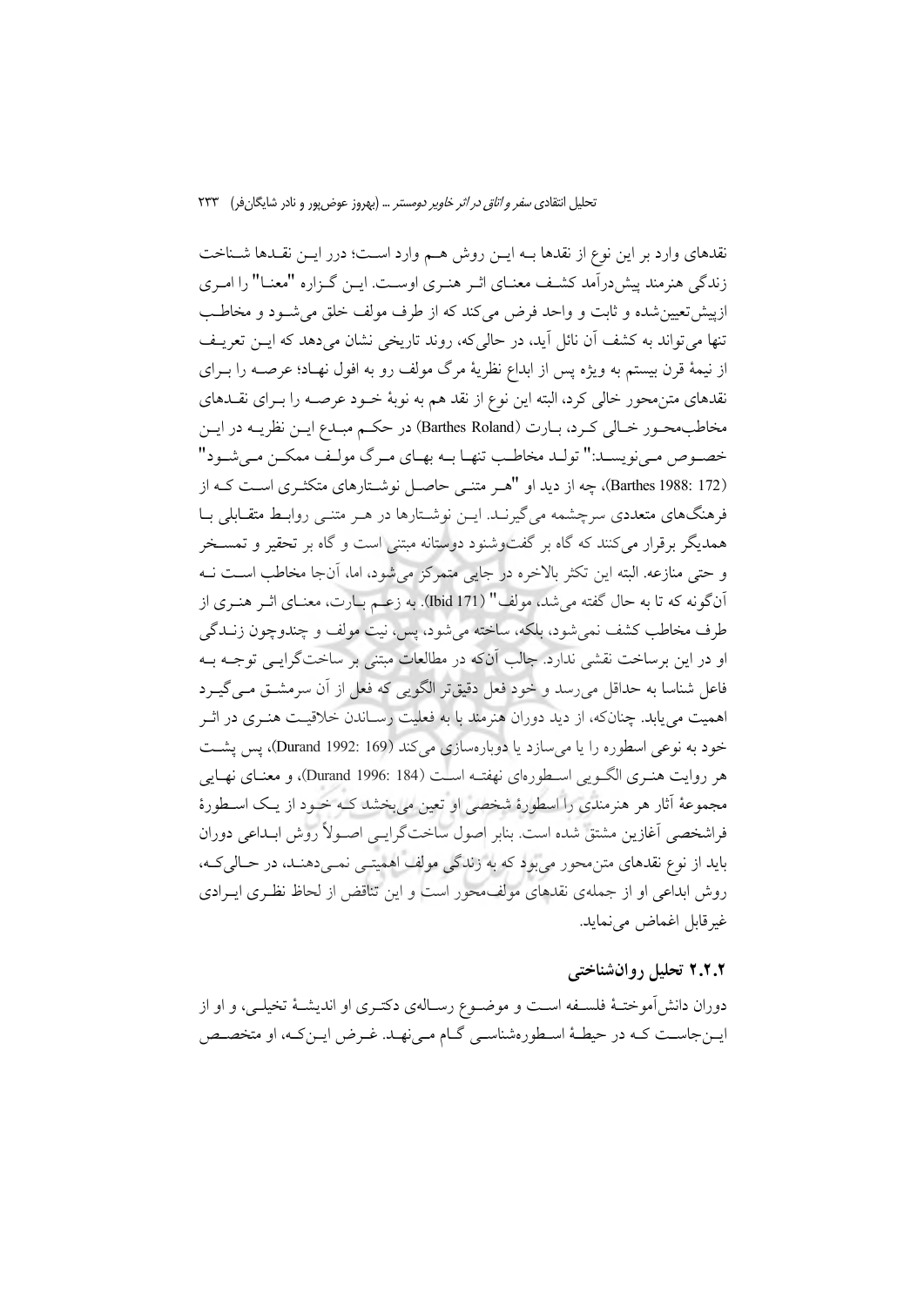نقدهای وارد بر این نوع از نقدها بـه ایـن روش هـم وارد اسـت؛ درر ایـن نقـدها شـناخت زندگی هنرمند پیش‌درآمد کشـف معنـای اثـر هنـری اوسـت. ایـن گـزاره "معنـا" را امـری ازپیش‌تعیین‌شده و ثابت و واحد فرض می‌کند که از طرف مولف خلق می‌شـود و مخاطـب تنها می‌تواند به کشف آن نائل آید، در حالی‌که، روند تاریخی نشان می‌دهد که ایـن تعریـف از نیمهٔ قرن بیستم به ویژه پس از ابداع نظریهٔ مرگ مولف رو به افول نهـاد؛ عرصـه را بـرای نقدهای متن‌محور خالی کرد، البته این نوع از نقد هم به نوبهٔ خـود عرصـه را بـرای نقـدهای مخاطب‌محـور خـالی کـرد، بـارت (Barthes Roland) در حکـم مبـدع ایـن نظریـه در ایـن خصـوص مـی‌نویسـد:" تولـد مخاطـب تنهـا بـه بهـای مـرگ مولـف ممکـن مـی‌شـود" (Barthes 1988: 172)، چه از دید او "هـر متنـی حاصـل نوشـتارهای متکثـری اسـت کـه از فرهنگ‌های متعددی سرچشمه می‌گیرنـد. ایـن نوشـتارها در هـر متنـی روابـط متقـابلی بـا همدیگر برقرار می‌کنند که گاه بر گفت‌وشنود دوستانه مبتنی است و گاه بر تحقیر و تمسـخر و حتی منازعه. البته این تکثر بالاخره در جایی متمرکز می‌شود، اما، آن‌جا مخاطب اسـت نـه آن‌گونه که تا به حال گفته می‌شد، مولف" (Ibid 171). به زعـم بـارت، معنـای اثـر هنـری از طرف مخاطب کشف نمی‌شود، بلکه، ساخته می‌شود، پس، نیت مولف و چندوچون زنـدگی او در این برساخت نقشی ندارد. جالب آن‌که در مطالعات مبتنی بر ساخت‌گرایـی توجـه بـه فاعل شناسا به حداقل می‌رسد و خود فعل دقیق‌تر الگویی که فعل از آن سرمشـق مـی‌گیـرد اهمیت می‌یابد. چنان‌که، از دید دوران هنرمند با به فعلیت رسـاندن خلاقیـت هنـری در اثـر خود به نوعی اسطوره را یا می‌سازد یا دوباره‌سازی می‌کند (Durand 1992: 169)، پس پشـت هر روایت هنـری الگـویی اسـطوره‌ای نهفتـه اسـت (Durand 1996: 184)، و معنـای نهـایی مجموعهٔ آثار هر هنرمندی را اسطورهٔ شخصی او تعین می‌بخشد کـه خـود از یـک اسـطورهٔ فراشخصی آغازین مشتق شده است. بنابر اصول ساخت‌گرایـی اصـولاً روش ابـداعی دوران باید از نوع نقدهای متن‌محور می‌بود که به زندگی مولف اهمیتـی نمـی‌دهنـد، در حـالی‌کـه، روش ابداعی او از جملهٔ نقدهای مولف‌محور است و این تناقض از لحاظ نظـری ایـرادی غیرقابل اغماض می‌نماید.

### ۲.۲.۲ تحلیل روان‌شناختی

دوران دانش‌آموختـهٔ فلسـفه اسـت و موضـوع رسـالهٔ دکتـری او اندیشـهٔ تخیلـی، و او از ایـن‌جاسـت کـه در حیطـهٔ اسـطوره‌شناسـی گـام مـی‌نهـد. غـرض ایـن‌کـه، او متخصـص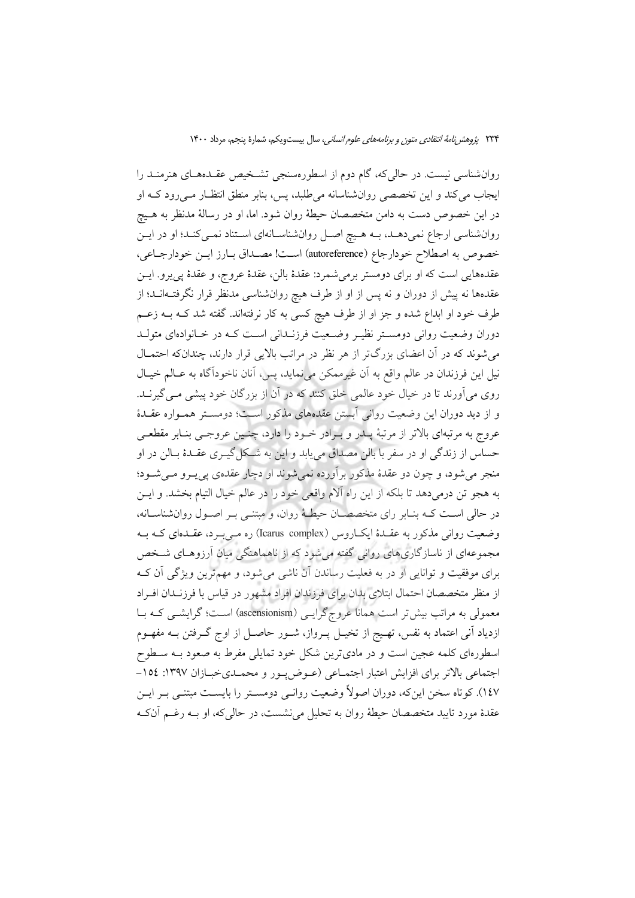روان‌شناسی نیست. در حالی‌که، گام دوم از اسطوره‌سنجی تشخیص عقده‌های هنرمند را ایجاب می‌کند و این تخصصی روان‌شناسانه می‌طلبد، پس، بنابر منطق انتظار می‌رود که او در این خصوص دست به دامن متخصصان حیطهٔ روان شود. اما، او در رسالهٔ مدنظر به هیچ روان‌شناسی ارجاع نمی‌دهد، به هیچ اصل روان‌شناسانه‌ای استناد نمی‌کند؛ او در این خصوص به اصطلاح خودارجاع (autoreference) است! مصداق بارز این خودارجاعی، عقده‌هایی است که او برای دومستر برمی‌شمرد: عقدهٔ بالن، عقدهٔ عروج، و عقدهٔ پی‌یرو. این عقده‌ها نه پیش از دوران و نه پس از او از طرف هیچ روان‌شناسی مدنظر قرار نگرفته‌اند؛ از طرف خود او ابداع شده و جز او از طرف هیچ کسی به کار نرفته‌اند. گفته شد که به زعم دوران وضعیت روانی دومستر نظیر وضعیت فرزندانی است که در خانواده‌ای متولد می‌شوند که در آن اعضای بزرگ‌تر از هر نظر در مراتب بالایی قرار دارند، چندان‌که احتمال نیل این فرزندان در عالم واقع به آن غیرممکن می‌نماید، پس، آنان ناخودآگاه به عالم خیال روی می‌آورند تا در خیال خود عالمی خلق کنند که در آن از بزرگان خود پیشی می‌گیرند. و از دید دوران این وضعیت روانی آبستن عقده‌های مذکور است؛ دومستر همواره عقدهٔ عروج به مرتبه‌ای بالاتر از مرتبهٔ پدر و برادر خود را دارد، چنین عروجی بنابر مقطعی حساس از زندگی او در سفر با بالن مصداق می‌یابد و این به شکل‌گیری عقدهٔ بالن در او منجر می‌شود، و چون دو عقدهٔ مذکور برآورده نمی‌شوند او دچار عقده‌ی پی‌یرو می‌شود؛ به هجو تن درمی‌دهد تا بلکه از این راه آلام واقعی خود را در عالم خیال التیام بخشد. و این در حالی است که بنابر رای متخصصان حیطهٔ روان، و مبتنی بر اصول روان‌شناسانه، وضعیت روانی مذکور به عقدهٔ ایکاروس (Icarus complex) ره می‌برد، عقده‌ای که به مجموعه‌ای از ناسازگاری‌های روانی گفته می‌شود که از ناهماهنگی میان آرزوهای شخص برای موفقیت و توانایی او در به فعلیت رساندن آن ناشی می‌شود، و مهم‌ترین ویژگی آن که از منظر متخصصان احتمال ابتلای بدان برای فرزندان افراد مشهور در قیاس با فرزندان افراد معمولی به مراتب بیش‌تر است همانا عروج‌گرایی (ascensionism) است؛ گرایشی که با ازدیاد آنی اعتماد به نفس، تهیج از تخیل پرواز، شور حاصل از اوج گرفتن به مفهوم اسطوره‌ای کلمه عجین است و در مادی‌ترین شکل خود تمایلی مفرط به صعود به سطوح اجتماعی بالاتر برای افزایش اعتبار اجتماعی (عوض‌پور و محمدی‌خبازان ١٣٩٧: ١٥٤–١٤٧). کوتاه سخن این‌که، دوران اصولاً وضعیت روانی دومستر را بایست مبتنی بر این عقدهٔ مورد تایید متخصصان حیطهٔ روان به تحلیل می‌نشست، در حالی‌که، او به رغم آن‌که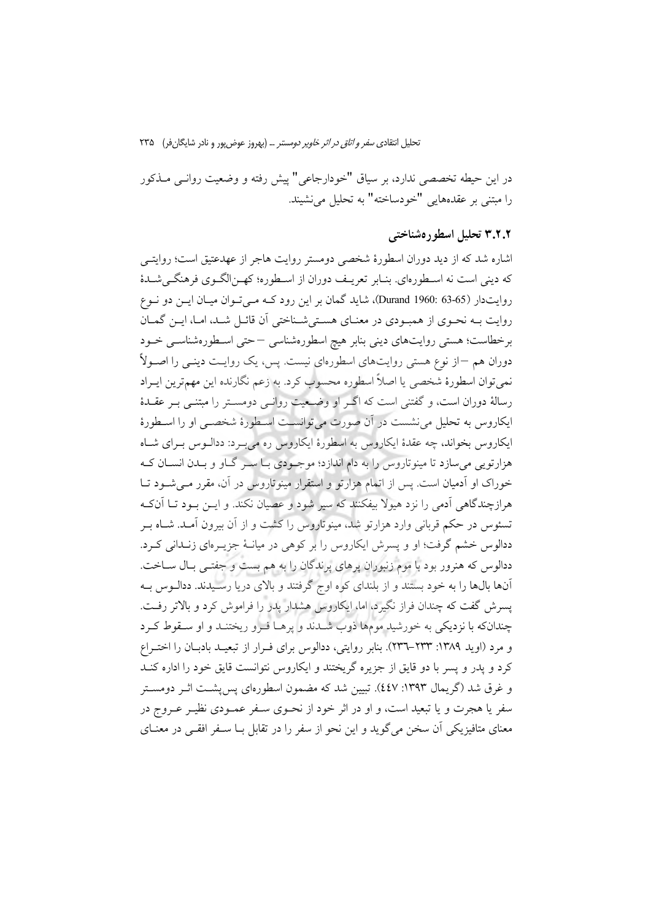در این حیطه تخصصی ندارد، بر سیاق "خودارجاعی" پیش رفته و وضعیت روانی مذکور را مبتنی بر عقده‌هایی "خودساخته" به تحلیل می‌نشیند.

### ۳.۲.۲ تحلیل اسطوره‌شناختی

اشاره شد که از دید دوران اسطورهٔ شخصی دومستر روایت هاجر از عهدعتیق است؛ روایتی که دینی است نه اسطوره‌ای. بنابر تعریف دوران از اسطوره؛ کهن‌الگوی فرهنگی‌شدهٔ روایت‌دار (Durand 1960: 63-65)، شاید گمان بر این رود که می‌توان میان این دو نوع روایت به نحوی از همبودی در معنای هستی‌شناختی آن قائل شد، اما، این گمان برخطاست؛ هستی روایت‌های دینی بنابر هیچ اسطوره‌شناسی –حتی اسطوره‌شناسی خود دوران هم– از نوع هستی روایت‌های اسطوره‌ای نیست. پس، یک روایت دینی را اصولاً نمی‌توان اسطورهٔ شخصی یا اصلاً اسطوره محسوب کرد. به زعم نگارنده این مهم‌ترین ایراد رسالهٔ دوران است، و گفتنی است که اگر او وضعیت روانی دومستر را مبتنی بر عقدهٔ ایکاروس به تحلیل می‌نشست در آن صورت می‌توانست اسطورهٔ شخصی او را اسطورهٔ ایکاروس بخواند، چه عقدهٔ ایکاروس به اسطورهٔ ایکاروس ره می‌برد: ددالوس برای شاه هزارتویی می‌سازد تا مینوتاروس را به دام اندازد؛ موجودی با سر گاو و بدن انسان که خوراک او آدمیان است. پس از اتمام هزارتو و استقرار مینوتاروس در آن، مقرر می‌شود تا هرازچندگاهی آدمی را نزد هیولا بیفکنند که سیر شود و عصیان نکند. و این بود تا آن‌که تسئوس در حکم قربانی وارد هزارتو شد، مینوتاروس را کشت و از آن بیرون آمد. شاه بر ددالوس خشم گرفت؛ او و پسرش ایکاروس را بر کوهی در میانهٔ جزیره‌ای زندانی کرد. ددالوس که هنرور بود با موم زنبوران پرهای پرندگان را به هم بست و جفتی بال ساخت. آن‌ها بال‌ها را به خود بستند و از بلندای کوه اوج گرفتند و بالای دریا رسیدند. ددالوس به پسرش گفت که چندان فراز نگیرد، اما، ایکاروس هشدار پدر را فراموش کرد و بالاتر رفت. چندان‌که با نزدیکی به خورشید موم‌ها ذوب شدند و پرها فرو ریختند و او سقوط کرد و مرد (اوید ۱۳۸۹: ۲۳۳–۲۳۶). بنابر روایتی، ددالوس برای فرار از تبعید بادبان را اختراع کرد و پدر و پسر با دو قایق از جزیره گریختند و ایکاروس نتوانست قایق خود را اداره کند و غرق شد (گریمال ۱۳۹۳: ٤٤٧). تبیین شد که مضمون اسطوره‌ای پس‌پشت اثر دومستر سفر یا هجرت و یا تبعید است، و او در اثر خود از نحوی سفر عمودی نظیر عروج در معنای متافیزیکی آن سخن می‌گوید و این نحو از سفر را در تقابل با سفر افقی در معنای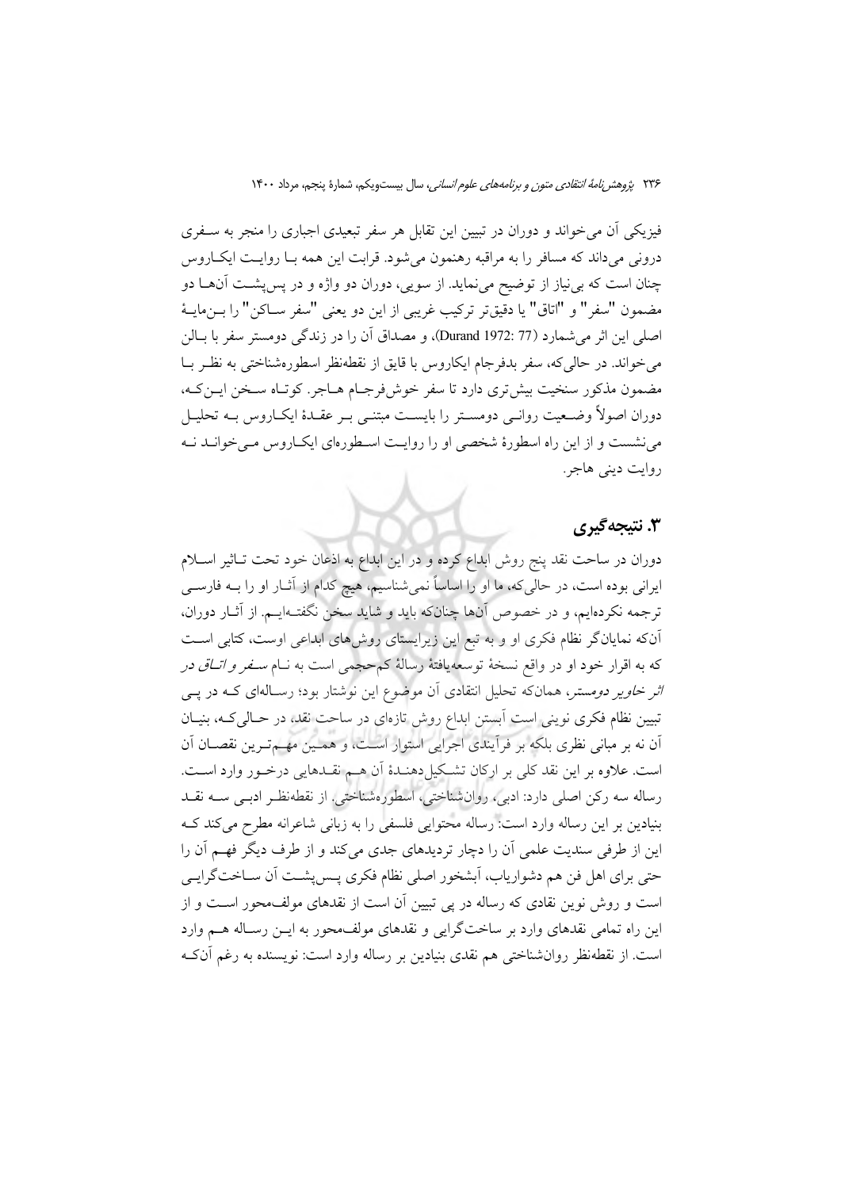فیزیکی آن می‌خواند و دوران در تبیین این تقابل هر سفر تبعیدی اجباری را منجر به سفری درونی می‌داند که مسافر را به مراقبه رهنمون می‌شود. قرابت این همه با روایت ایکاروس چنان است که بی‌نیاز از توضیح می‌نماید. از سویی، دوران دو واژه و در پس‌پشت آن‌ها دو مضمون "سفر" و "اتاق" یا دقیق‌تر ترکیب غریبی از این دو یعنی "سفر ساکن" را بن‌مایهٔ اصلی این اثر می‌شمارد (Durand 1972: 77)، و مصداق آن را در زندگی دومستر سفر با بالن می‌خواند. در حالی‌که، سفر بدفرجام ایکاروس با قایق از نقطه‌نظر اسطوره‌شناختی به نظر با مضمون مذکور سنخیت بیش‌تری دارد تا سفر خوش‌فرجام هاجر. کوتاه سخن این‌که، دوران اصولاً وضعیت روانی دومستر را بایست مبتنی بر عقدهٔ ایکاروس به تحلیل می‌نشست و از این راه اسطورهٔ شخصی او را روایت اسطوره‌ای ایکاروس می‌خواند نه روایت دینی هاجر.

## ۳. نتیجه‌گیری

دوران در ساحت نقد پنج روش ابداع کرده و در این ابداع به اذعان خود تحت تاثیر اسلام ایرانی بوده است، در حالی‌که، ما او را اساساً نمی‌شناسیم، هیچ کدام از آثار او را به فارسی ترجمه نکرده‌ایم، و در خصوص آن‌ها چنان‌که باید و شاید سخن نگفته‌ایم. از آثار دوران، آن‌که نمایانگر نظام فکری او و به تبع این زیرایستای روش‌های ابداعی اوست، کتابی است که به اقرار خود او در واقع نسخهٔ توسعه‌یافتهٔ رسالهٔ کم‌حجمی است به نام *سفر و اتاق در اثر خاویر دومستر*، همان‌که تحلیل انتقادی آن موضوع این نوشتار بود؛ رساله‌ای که در پی تبیین نظام فکری نوینی است آبستن ابداع روش تازه‌ای در ساحت نقد، در حالی‌که، بنیان آن نه بر مبانی نظری بلکه بر فرآیندی اجرایی استوار است، و همین مهم‌ترین نقصان آن است. علاوه بر این نقد کلی بر ارکان تشکیل‌دهندهٔ آن هم نقدهایی درخور وارد است. رساله سه رکن اصلی دارد: ادبی، روان‌شناختی، اسطوره‌شناختی. از نقطه‌نظر ادبی سه نقد بنیادین بر این رساله وارد است: رساله محتوایی فلسفی را به زبانی شاعرانه مطرح می‌کند که این از طرفی سندیت علمی آن را دچار تردیدهای جدی می‌کند و از طرف دیگر فهم آن را حتی برای اهل فن هم دشواریاب، آبشخور اصلی نظام فکری پس‌پشت آن ساخت‌گرایی است و روش نوین نقادی که رساله در پی تبیین آن است از نقدهای مولف‌محور است و از این راه تمامی نقدهای وارد بر ساخت‌گرایی و نقدهای مولف‌محور به این رساله هم وارد است. از نقطه‌نظر روان‌شناختی هم نقدی بنیادین بر رساله وارد است: نویسنده به رغم آن‌که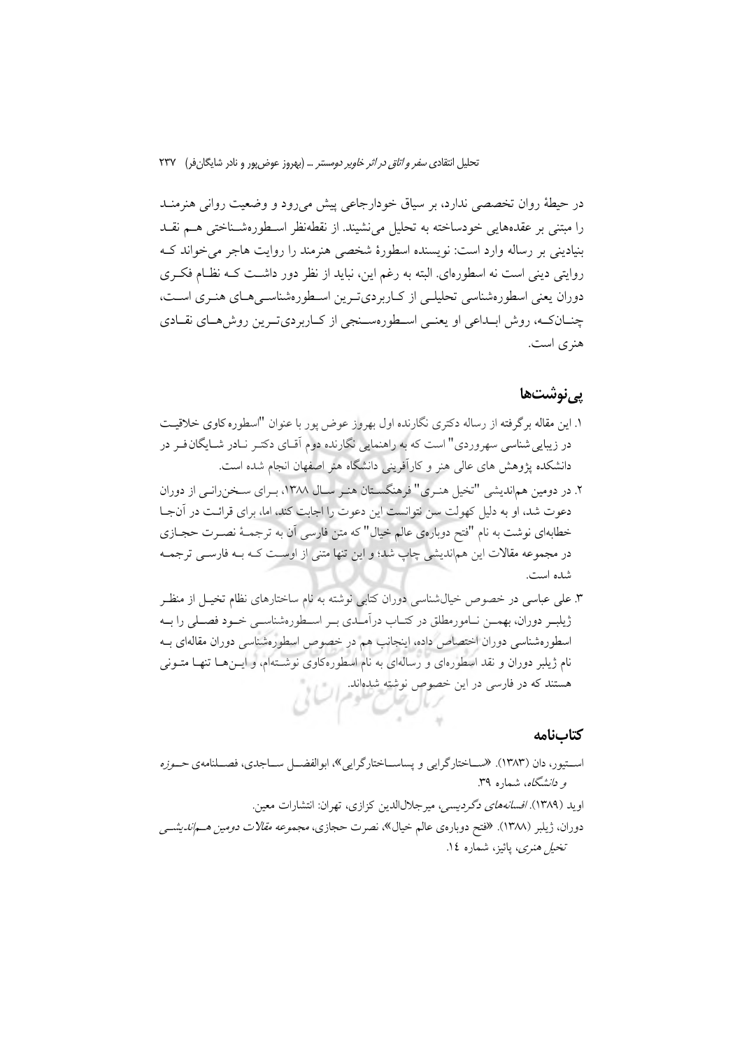در حیطهٔ روان تخصصی ندارد، بر سیاق خودارجاعی پیش می‌رود و وضعیت روانی هنرمند را مبتنی بر عقده‌هایی خودساخته به تحلیل می‌نشیند. از نقطه‌نظر اسطوره‌شناختی هم نقد بنیادینی بر رساله وارد است: نویسنده اسطورهٔ شخصی هنرمند را روایت هاجر می‌خواند که روایتی دینی است نه اسطوره‌ای. البته به رغم این، نباید از نظر دور داشت که نظام فکری دوران یعنی اسطوره‌شناسی تحلیلی از کاربردی‌ترین اسطوره‌شناسی‌های هنری است، چنان‌که، روش ابداعی او یعنی اسطوره‌سنجی از کاربردی‌ترین روش‌های نقادی هنری است.

## پی‌نوشت‌ها

۱. این مقاله برگرفته از رساله دکتری نگارنده اول بهروز عوض پور با عنوان "اسطوره کاوی خلاقیت در زیبایی شناسی سهروردی" است که به راهنمایی نگارنده دوم آقای دکتر نادر شایگان‌فر در دانشکده پژوهش های عالی هنر و کارآفرینی دانشگاه هنر اصفهان انجام شده است.

۲. در دومین هم‌اندیشی "تخیل هنری" فرهنگستان هنر سال ۱۳۸۸، برای سخن‌رانی از دوران دعوت شد، او به دلیل کهولت سن نتوانست این دعوت را اجابت کند، اما، برای قرائت در آن‌جا خطابه‌ای نوشت به نام "فتح دوباره‌ی عالم خیال" که متن فارسی آن به ترجمهٔ نصرت حجازی در مجموعه مقالات این هم‌اندیشی چاپ شد؛ و این تنها متنی از اوست که به فارسی ترجمه شده است.

۳. علی عباسی در خصوص خیال‌شناسی دوران کتابی نوشته به نام ساختارهای نظام تخیل از منظر ژیلبر دوران، بهمن نامورمطلق در کتاب درآمدی بر اسطوره‌شناسی خود فصلی را به اسطوره‌شناسی دوران اختصاص داده، اینجانب هم در خصوص اسطوره‌شناسی دوران مقاله‌ای به نام ژیلبر دوران و نقد اسطوره‌ای و رساله‌ای به نام اسطوره‌کاوی نوشته‌ام، و این‌ها تنها متونی هستند که در فارسی در این خصوص نوشته شده‌اند.

## کتاب‌نامه

استیور، دان (۱۳۸۳). «ساختارگرایی و پساساختارگرایی»، ابوالفضل ساجدی، فصلنامه‌ی *حوزه و دانشگاه*، شماره ۳۹.

اوید (۱۳۸۹). *افسانه‌های دگردیسی*، میرجلال‌الدین کزازی، تهران: انتشارات معین.

دوران، ژیلبر (۱۳۸۸). «فتح دوباره‌ی عالم خیال»، نصرت حجازی، مجموعه *مقالات دومین هم‌اندیشی تخیل هنری*، پائیز، شماره ۱۴.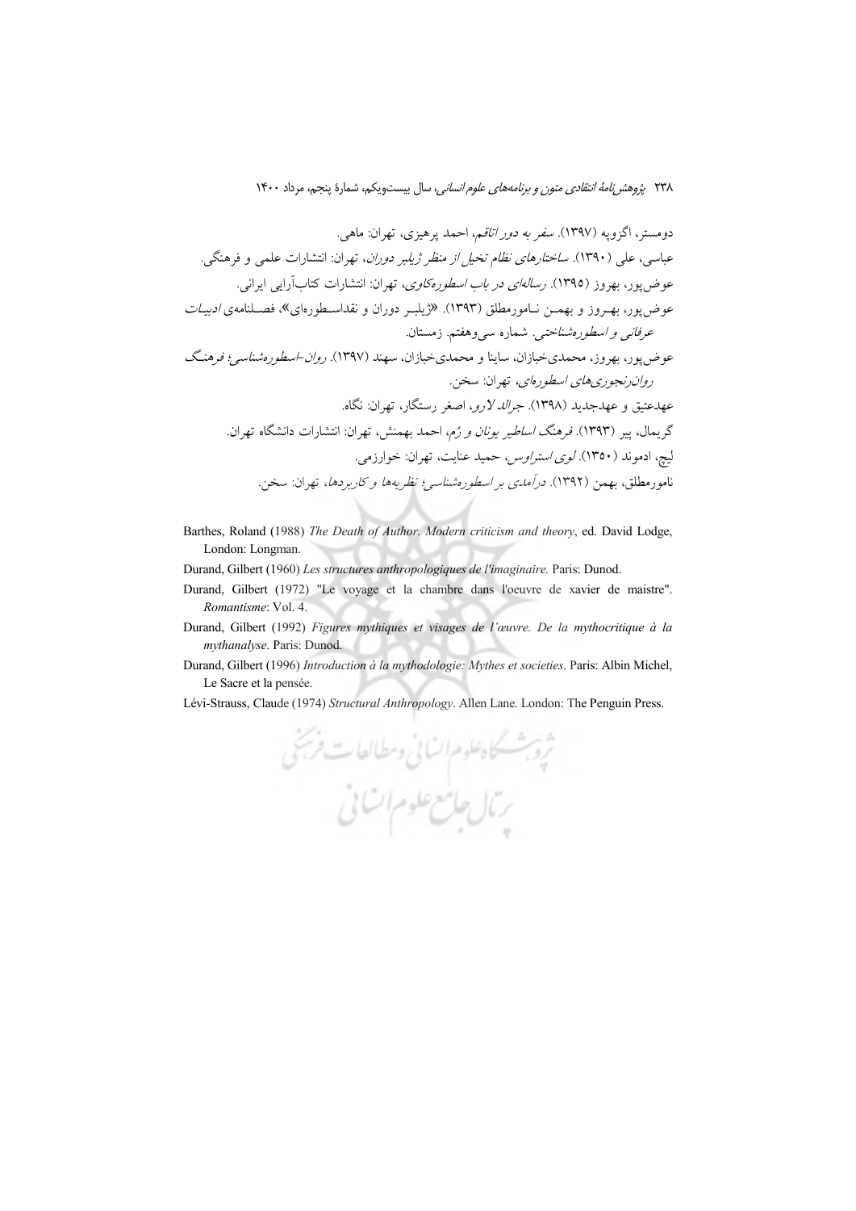دومستر، اگزویه (۱۳۹۷). *سفر به دور اتاقم*، احمد پرهیزی، تهران: ماهی.

عباسی، علی (۱۳۹۰). *ساختارهای نظام تخیل از منظر ژیلبر دوران*، تهران: انتشارات علمی و فرهنگی.

عوض‌پور، بهروز (۱۳۹۵). *رساله‌ای در باب اسطوره‌کاوی*، تهران: انتشارات کتاب‌آرایی ایرانی.

عوض‌پور، بهروز و بهمن نامورمطلق (۱۳۹۳). «ژیلبر دوران و نقداسطوره‌ای»، فصلنامه‌ی *ادبیات عرفانی و اسطوره‌شناختی*. شماره سی‌وهفتم. زمستان.

عوض‌پور، بهروز، محمدی‌خبازان، ساینا و محمدی‌خبازان، سهند (۱۳۹۷). *روان-اسطوره‌شناسی؛ فرهنگ روان‌رنجوری‌های اسطوره‌ای*، تهران: سخن.

عهدعتیق و عهدجدید (۱۳۹۸). *جرالد لارو*، اصغر رستگار، تهران: نگاه.

گریمال، پیر (۱۳۹۳). *فرهنگ اساطیر یونان و رُم*، احمد بهمنش، تهران: انتشارات دانشگاه تهران.

لیچ، ادموند (۱۳۵۰). *لوی استراوس*، حمید عنایت، تهران: خوارزمی.

نامورمطلق، بهمن (۱۳۹۲). *درآمدی بر اسطوره‌شناسی؛ نظریه‌ها و کاربردها*، تهران: سخن.

Barthes, Roland (1988) *The Death of Author. Modern criticism and theory*, ed. David Lodge, London: Longman.

Durand, Gilbert (1960) *Les structures anthropologiques de l'imaginaire.* Paris: Dunod.

Durand, Gilbert (1972) "Le voyage et la chambre dans l'oeuvre de xavier de maistre". *Romantisme*: Vol. 4.

Durand, Gilbert (1992) *Figures mythiques et visages de l'œuvre. De la mythocritique à la mythanalyse*. Paris: Dunod.

Durand, Gilbert (1996) *Introduction à la mythodologie: Mythes et societies*. Paris: Albin Michel, Le Sacre et la pensée.

Lévi-Strauss, Claude (1974) *Structural Anthropology*. Allen Lane. London: The Penguin Press.